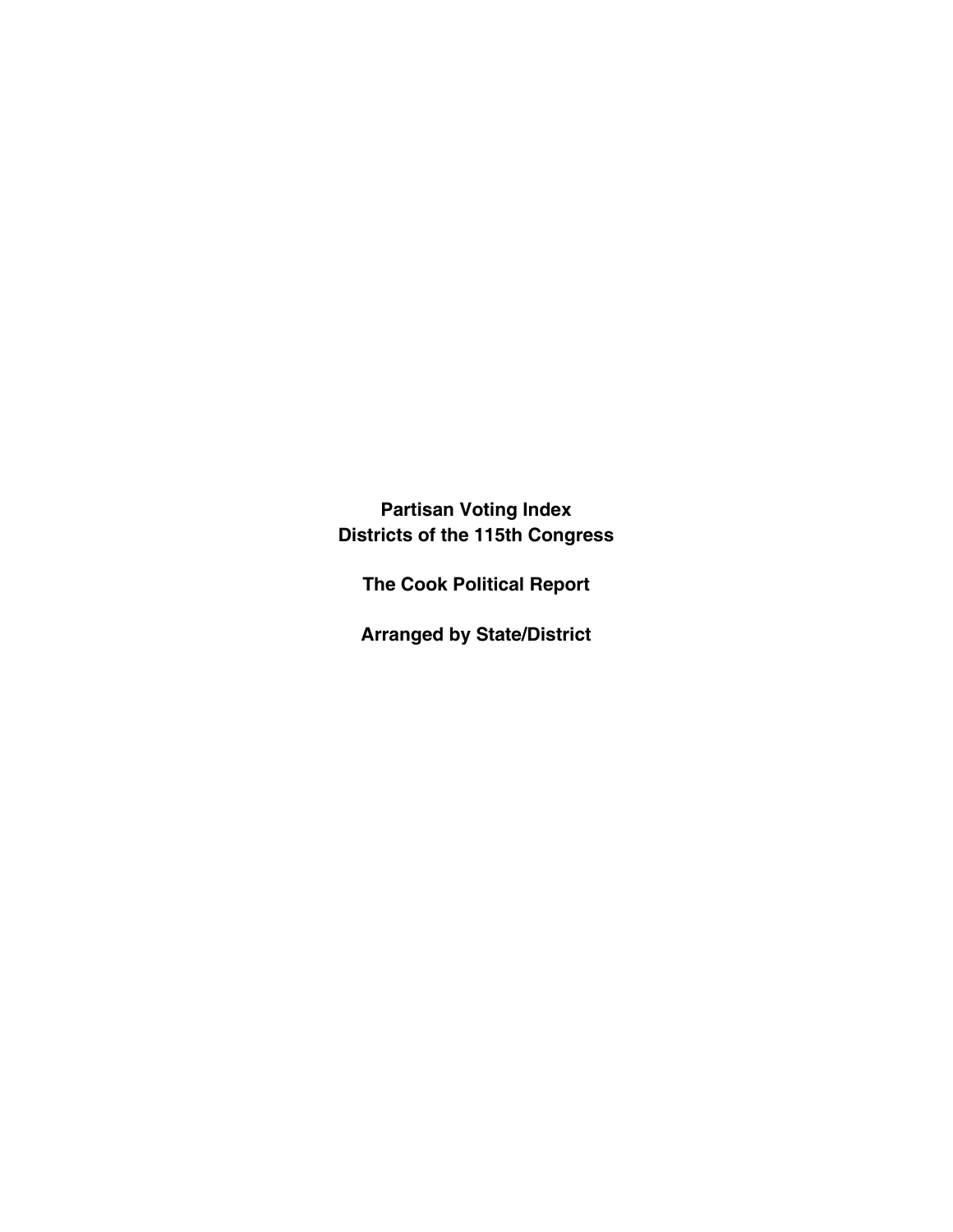# Partisan Voting Index
# Districts of the 115th Congress

## The Cook Political Report

## Arranged by State/District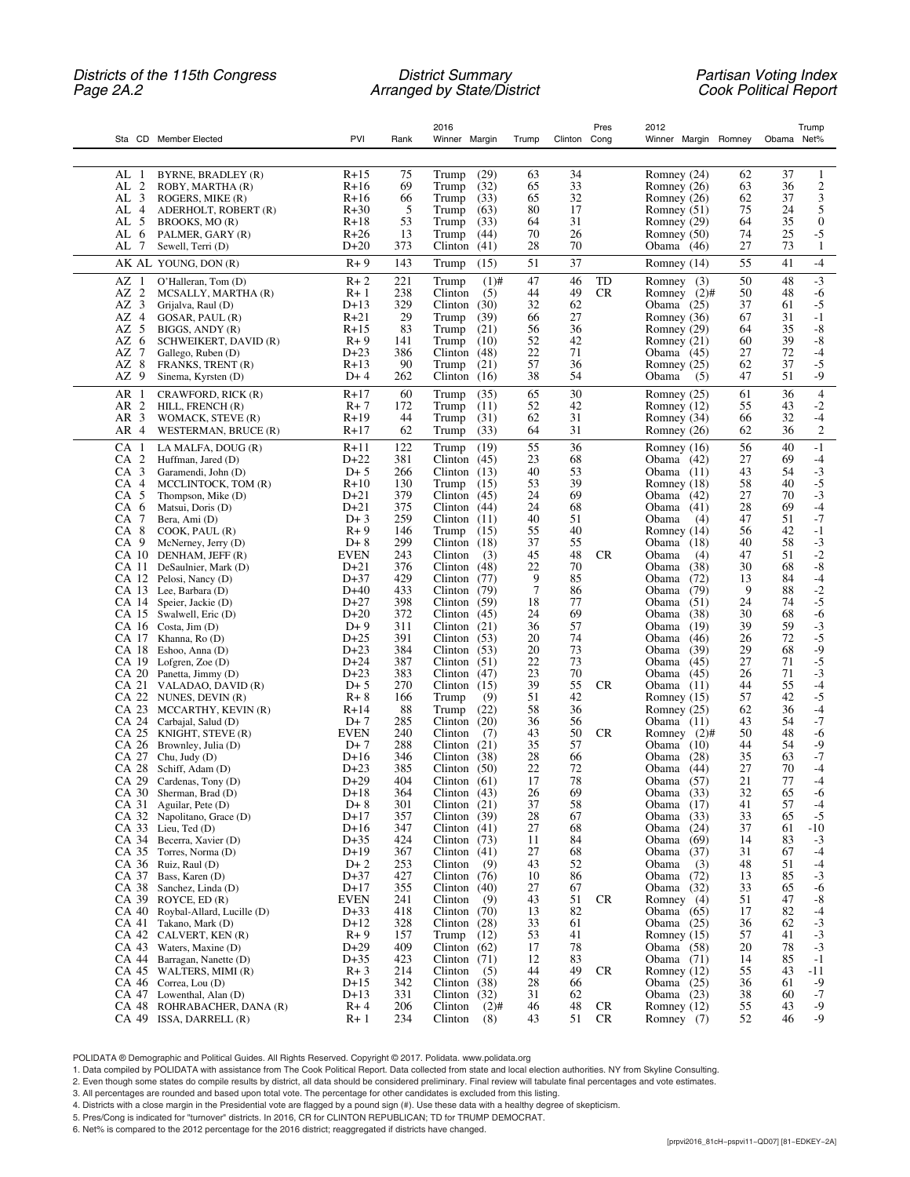| Sta | CD | Member Elected | PVI | Rank | 2016 Winner | Margin | Trump | Clinton | Pres Cong | 2012 Winner | Margin | Romney | Obama | Trump Net% |
|---|---|---|---|---|---|---|---|---|---|---|---|---|---|---|
| AL | 1 | BYRNE, BRADLEY (R) | R+15 | 75 | Trump | (29) | 63 | 34 | | Romney | (24) | 62 | 37 | 1 |
| AL | 2 | ROBY, MARTHA (R) | R+16 | 69 | Trump | (32) | 65 | 33 | | Romney | (26) | 63 | 36 | 2 |
| AL | 3 | ROGERS, MIKE (R) | R+16 | 66 | Trump | (33) | 65 | 32 | | Romney | (26) | 62 | 37 | 3 |
| AL | 4 | ADERHOLT, ROBERT (R) | R+30 | 5 | Trump | (63) | 80 | 17 | | Romney | (51) | 75 | 24 | 5 |
| AL | 5 | BROOKS, MO (R) | R+18 | 53 | Trump | (33) | 64 | 31 | | Romney | (29) | 64 | 35 | 0 |
| AL | 6 | PALMER, GARY (R) | R+26 | 13 | Trump | (44) | 70 | 26 | | Romney | (50) | 74 | 25 | -5 |
| AL | 7 | Sewell, Terri (D) | D+20 | 373 | Clinton | (41) | 28 | 70 | | Obama | (46) | 27 | 73 | 1 |
| AK | AL | YOUNG, DON (R) | R+ 9 | 143 | Trump | (15) | 51 | 37 | | Romney | (14) | 55 | 41 | -4 |
| AZ | 1 | O'Halleran, Tom (D) | R+ 2 | 221 | Trump | (1)# | 47 | 46 | TD | Romney | (3) | 50 | 48 | -3 |
| AZ | 2 | MCSALLY, MARTHA (R) | R+ 1 | 238 | Clinton | (5) | 44 | 49 | CR | Romney | (2)# | 50 | 48 | -6 |
| AZ | 3 | Grijalva, Raul (D) | D+13 | 329 | Clinton | (30) | 32 | 62 | | Obama | (25) | 37 | 61 | -5 |
| AZ | 4 | GOSAR, PAUL (R) | R+21 | 29 | Trump | (39) | 66 | 27 | | Romney | (36) | 67 | 31 | -1 |
| AZ | 5 | BIGGS, ANDY (R) | R+15 | 83 | Trump | (21) | 56 | 36 | | Romney | (29) | 64 | 35 | -8 |
| AZ | 6 | SCHWEIKERT, DAVID (R) | R+ 9 | 141 | Trump | (10) | 52 | 42 | | Romney | (21) | 60 | 39 | -8 |
| AZ | 7 | Gallego, Ruben (D) | D+23 | 386 | Clinton | (48) | 22 | 71 | | Obama | (45) | 27 | 72 | -4 |
| AZ | 8 | FRANKS, TRENT (R) | R+13 | 90 | Trump | (21) | 57 | 36 | | Romney | (25) | 62 | 37 | -5 |
| AZ | 9 | Sinema, Kyrsten (D) | D+ 4 | 262 | Clinton | (16) | 38 | 54 | | Obama | (5) | 47 | 51 | -9 |
| AR | 1 | CRAWFORD, RICK (R) | R+17 | 60 | Trump | (35) | 65 | 30 | | Romney | (25) | 61 | 36 | 4 |
| AR | 2 | HILL, FRENCH (R) | R+ 7 | 172 | Trump | (11) | 52 | 42 | | Romney | (12) | 55 | 43 | -2 |
| AR | 3 | WOMACK, STEVE (R) | R+19 | 44 | Trump | (31) | 62 | 31 | | Romney | (34) | 66 | 32 | -4 |
| AR | 4 | WESTERMAN, BRUCE (R) | R+17 | 62 | Trump | (33) | 64 | 31 | | Romney | (26) | 62 | 36 | 2 |
| CA | 1 | LA MALFA, DOUG (R) | R+11 | 122 | Trump | (19) | 55 | 36 | | Romney | (16) | 56 | 40 | -1 |
| CA | 2 | Huffman, Jared (D) | D+22 | 381 | Clinton | (45) | 23 | 68 | | Obama | (42) | 27 | 69 | -4 |
| CA | 3 | Garamendi, John (D) | D+ 5 | 266 | Clinton | (13) | 40 | 53 | | Obama | (11) | 43 | 54 | -3 |
| CA | 4 | MCCLINTOCK, TOM (R) | R+10 | 130 | Trump | (15) | 53 | 39 | | Romney | (18) | 58 | 40 | -5 |
| CA | 5 | Thompson, Mike (D) | D+21 | 379 | Clinton | (45) | 24 | 69 | | Obama | (42) | 27 | 70 | -3 |
| CA | 6 | Matsui, Doris (D) | D+21 | 375 | Clinton | (44) | 24 | 68 | | Obama | (41) | 28 | 69 | -4 |
| CA | 7 | Bera, Ami (D) | D+ 3 | 259 | Clinton | (11) | 40 | 51 | | Obama | (4) | 47 | 51 | -7 |
| CA | 8 | COOK, PAUL (R) | R+ 9 | 146 | Trump | (15) | 55 | 40 | | Romney | (14) | 56 | 42 | -1 |
| CA | 9 | McNerney, Jerry (D) | D+ 8 | 299 | Clinton | (18) | 37 | 55 | | Obama | (18) | 40 | 58 | -3 |
| CA | 10 | DENHAM, JEFF (R) | EVEN | 243 | Clinton | (3) | 45 | 48 | CR | Obama | (4) | 47 | 51 | -2 |
| CA | 11 | DeSaulnier, Mark (D) | D+21 | 376 | Clinton | (48) | 22 | 70 | | Obama | (38) | 30 | 68 | -8 |
| CA | 12 | Pelosi, Nancy (D) | D+37 | 429 | Clinton | (77) | 9 | 85 | | Obama | (72) | 13 | 84 | -4 |
| CA | 13 | Lee, Barbara (D) | D+40 | 433 | Clinton | (79) | 7 | 86 | | Obama | (79) | 9 | 88 | -2 |
| CA | 14 | Speier, Jackie (D) | D+27 | 398 | Clinton | (59) | 18 | 77 | | Obama | (51) | 24 | 74 | -5 |
| CA | 15 | Swalwell, Eric (D) | D+20 | 372 | Clinton | (45) | 24 | 69 | | Obama | (38) | 30 | 68 | -6 |
| CA | 16 | Costa, Jim (D) | D+ 9 | 311 | Clinton | (21) | 36 | 57 | | Obama | (19) | 39 | 59 | -3 |
| CA | 17 | Khanna, Ro (D) | D+25 | 391 | Clinton | (53) | 20 | 74 | | Obama | (46) | 26 | 72 | -5 |
| CA | 18 | Eshoo, Anna (D) | D+23 | 384 | Clinton | (53) | 20 | 73 | | Obama | (39) | 29 | 68 | -9 |
| CA | 19 | Lofgren, Zoe (D) | D+24 | 387 | Clinton | (51) | 22 | 73 | | Obama | (45) | 27 | 71 | -5 |
| CA | 20 | Panetta, Jimmy (D) | D+23 | 383 | Clinton | (47) | 23 | 70 | | Obama | (45) | 26 | 71 | -3 |
| CA | 21 | VALADAO, DAVID (R) | D+ 5 | 270 | Clinton | (15) | 39 | 55 | CR | Obama | (11) | 44 | 55 | -4 |
| CA | 22 | NUNES, DEVIN (R) | R+ 8 | 166 | Trump | (9) | 51 | 42 | | Romney | (15) | 57 | 42 | -5 |
| CA | 23 | MCCARTHY, KEVIN (R) | R+14 | 88 | Trump | (22) | 58 | 36 | | Romney | (25) | 62 | 36 | -4 |
| CA | 24 | Carbajal, Salud (D) | D+ 7 | 285 | Clinton | (20) | 36 | 56 | | Obama | (11) | 43 | 54 | -7 |
| CA | 25 | KNIGHT, STEVE (R) | EVEN | 240 | Clinton | (7) | 43 | 50 | CR | Romney | (2)# | 50 | 48 | -6 |
| CA | 26 | Brownley, Julia (D) | D+ 7 | 288 | Clinton | (21) | 35 | 57 | | Obama | (10) | 44 | 54 | -9 |
| CA | 27 | Chu, Judy (D) | D+16 | 346 | Clinton | (38) | 28 | 66 | | Obama | (28) | 35 | 63 | -7 |
| CA | 28 | Schiff, Adam (D) | D+23 | 385 | Clinton | (50) | 22 | 72 | | Obama | (44) | 27 | 70 | -4 |
| CA | 29 | Cardenas, Tony (D) | D+29 | 404 | Clinton | (61) | 17 | 78 | | Obama | (57) | 21 | 77 | -4 |
| CA | 30 | Sherman, Brad (D) | D+18 | 364 | Clinton | (43) | 26 | 69 | | Obama | (33) | 32 | 65 | -6 |
| CA | 31 | Aguilar, Pete (D) | D+ 8 | 301 | Clinton | (21) | 37 | 58 | | Obama | (17) | 41 | 57 | -4 |
| CA | 32 | Napolitano, Grace (D) | D+17 | 357 | Clinton | (39) | 28 | 67 | | Obama | (33) | 33 | 65 | -5 |
| CA | 33 | Lieu, Ted (D) | D+16 | 347 | Clinton | (41) | 27 | 68 | | Obama | (24) | 37 | 61 | -10 |
| CA | 34 | Becerra, Xavier (D) | D+35 | 424 | Clinton | (73) | 11 | 84 | | Obama | (69) | 14 | 83 | -3 |
| CA | 35 | Torres, Norma (D) | D+19 | 367 | Clinton | (41) | 27 | 68 | | Obama | (37) | 31 | 67 | -4 |
| CA | 36 | Ruiz, Raul (D) | D+ 2 | 253 | Clinton | (9) | 43 | 52 | | Obama | (3) | 48 | 51 | -4 |
| CA | 37 | Bass, Karen (D) | D+37 | 427 | Clinton | (76) | 10 | 86 | | Obama | (72) | 13 | 85 | -3 |
| CA | 38 | Sanchez, Linda (D) | D+17 | 355 | Clinton | (40) | 27 | 67 | | Obama | (32) | 33 | 65 | -6 |
| CA | 39 | ROYCE, ED (R) | EVEN | 241 | Clinton | (9) | 43 | 51 | CR | Romney | (4) | 51 | 47 | -8 |
| CA | 40 | Roybal-Allard, Lucille (D) | D+33 | 418 | Clinton | (70) | 13 | 82 | | Obama | (65) | 17 | 82 | -4 |
| CA | 41 | Takano, Mark (D) | D+12 | 328 | Clinton | (28) | 33 | 61 | | Obama | (25) | 36 | 62 | -3 |
| CA | 42 | CALVERT, KEN (R) | R+ 9 | 157 | Trump | (12) | 53 | 41 | | Romney | (15) | 57 | 41 | -3 |
| CA | 43 | Waters, Maxine (D) | D+29 | 409 | Clinton | (62) | 17 | 78 | | Obama | (58) | 20 | 78 | -3 |
| CA | 44 | Barragan, Nanette (D) | D+35 | 423 | Clinton | (71) | 12 | 83 | | Obama | (71) | 14 | 85 | -1 |
| CA | 45 | WALTERS, MIMI (R) | R+ 3 | 214 | Clinton | (5) | 44 | 49 | CR | Romney | (12) | 55 | 43 | -11 |
| CA | 46 | Correa, Lou (D) | D+15 | 342 | Clinton | (38) | 28 | 66 | | Obama | (25) | 36 | 61 | -9 |
| CA | 47 | Lowenthal, Alan (D) | D+13 | 331 | Clinton | (32) | 31 | 62 | | Obama | (23) | 38 | 60 | -7 |
| CA | 48 | ROHRABACHER, DANA (R) | R+ 4 | 206 | Clinton | (2)# | 46 | 48 | CR | Romney | (12) | 55 | 43 | -9 |
| CA | 49 | ISSA, DARRELL (R) | R+ 1 | 234 | Clinton | (8) | 43 | 51 | CR | Romney | (7) | 52 | 46 | -9 |

POLIDATA ® Demographic and Political Guides. All Rights Reserved. Copyright © 2017. Polidata. www.polidata.org

1. Data compiled by POLIDATA with assistance from The Cook Political Report. Data collected from state and local election authorities. NY from Skyline Consulting.
2. Even though some states do compile results by district, all data should be considered preliminary. Final review will tabulate final percentages and vote estimates.
3. All percentages are rounded and based upon total vote. The percentage for other candidates is excluded from this listing.
4. Districts with a close margin in the Presidential vote are flagged by a pound sign (#). Use these data with a healthy degree of skepticism.
5. Pres/Cong is indicated for "turnover" districts. In 2016, CR for CLINTON REPUBLICAN; TD for TRUMP DEMOCRAT.
6. Net% is compared to the 2012 percentage for the 2016 district; reaggregated if districts have changed.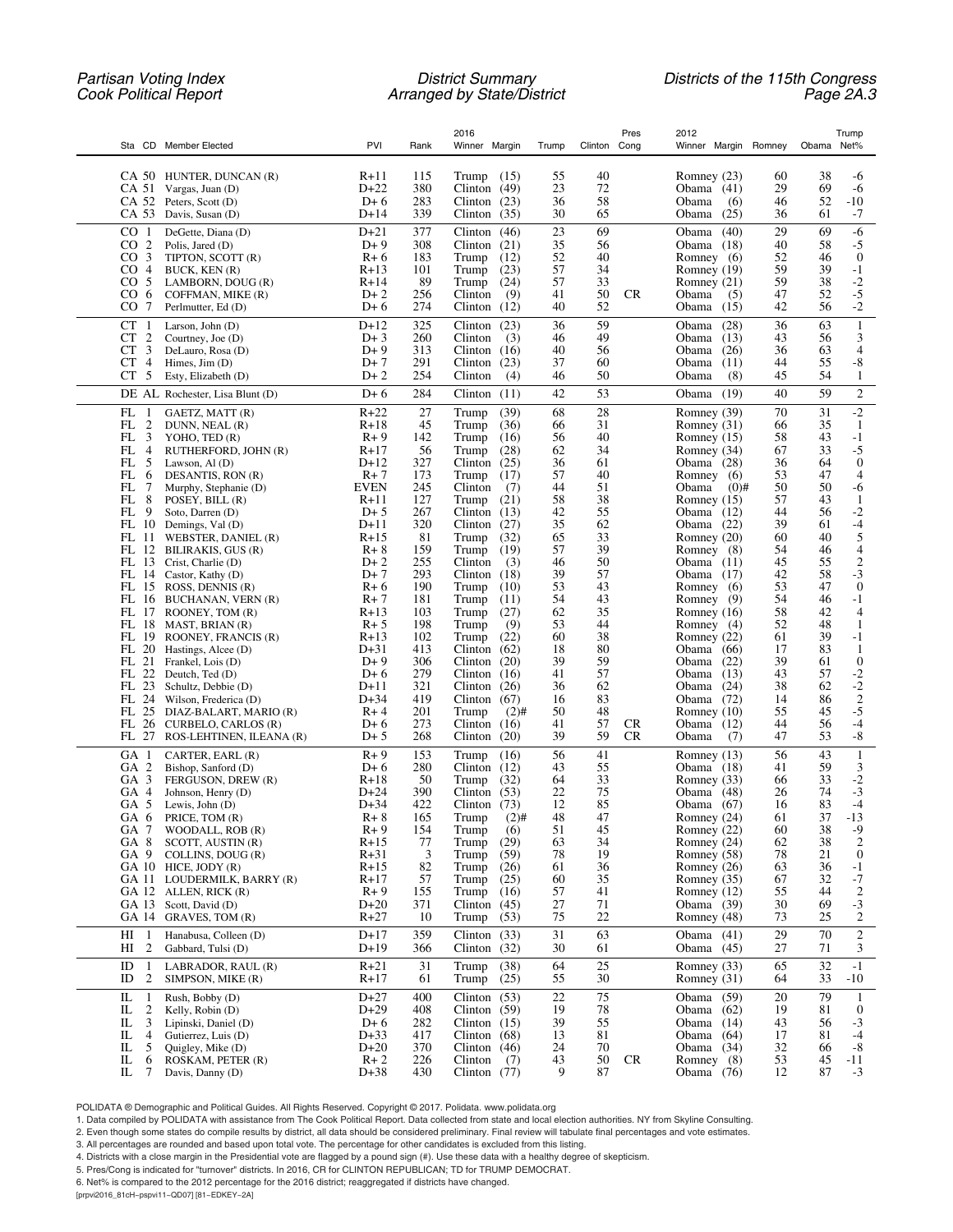| Sta | CD | Member Elected | PVI | Rank | 2016 Winner | Margin | Trump | Clinton | Pres Cong | 2012 Winner | Margin | Romney | Obama | Trump Net% |
|---|---|---|---|---|---|---|---|---|---|---|---|---|---|---|
| CA | 50 | HUNTER, DUNCAN (R) | R+11 | 115 | Trump | (15) | 55 | 40 | | Romney | (23) | 60 | 38 | -6 |
| CA | 51 | Vargas, Juan (D) | D+22 | 380 | Clinton | (49) | 23 | 72 | | Obama | (41) | 29 | 69 | -6 |
| CA | 52 | Peters, Scott (D) | D+ 6 | 283 | Clinton | (23) | 36 | 58 | | Obama | (6) | 46 | 52 | -10 |
| CA | 53 | Davis, Susan (D) | D+14 | 339 | Clinton | (35) | 30 | 65 | | Obama | (25) | 36 | 61 | -7 |
| CO | 1 | DeGette, Diana (D) | D+21 | 377 | Clinton | (46) | 23 | 69 | | Obama | (40) | 29 | 69 | -6 |
| CO | 2 | Polis, Jared (D) | D+ 9 | 308 | Clinton | (21) | 35 | 56 | | Obama | (18) | 40 | 58 | -5 |
| CO | 3 | TIPTON, SCOTT (R) | R+ 6 | 183 | Trump | (12) | 52 | 40 | | Romney | (6) | 52 | 46 | 0 |
| CO | 4 | BUCK, KEN (R) | R+13 | 101 | Trump | (23) | 57 | 34 | | Romney | (19) | 59 | 39 | -1 |
| CO | 5 | LAMBORN, DOUG (R) | R+14 | 89 | Trump | (24) | 57 | 33 | | Romney | (21) | 59 | 38 | -2 |
| CO | 6 | COFFMAN, MIKE (R) | D+ 2 | 256 | Clinton | (9) | 41 | 50 | CR | Obama | (5) | 47 | 52 | -5 |
| CO | 7 | Perlmutter, Ed (D) | D+ 6 | 274 | Clinton | (12) | 40 | 52 | | Obama | (15) | 42 | 56 | -2 |
| CT | 1 | Larson, John (D) | D+12 | 325 | Clinton | (23) | 36 | 59 | | Obama | (28) | 36 | 63 | 1 |
| CT | 2 | Courtney, Joe (D) | D+ 3 | 260 | Clinton | (3) | 46 | 49 | | Obama | (13) | 43 | 56 | 3 |
| CT | 3 | DeLauro, Rosa (D) | D+ 9 | 313 | Clinton | (16) | 40 | 56 | | Obama | (26) | 36 | 63 | 4 |
| CT | 4 | Himes, Jim (D) | D+ 7 | 291 | Clinton | (23) | 37 | 60 | | Obama | (11) | 44 | 55 | -8 |
| CT | 5 | Esty, Elizabeth (D) | D+ 2 | 254 | Clinton | (4) | 46 | 50 | | Obama | (8) | 45 | 54 | 1 |
| DE | AL | Rochester, Lisa Blunt (D) | D+ 6 | 284 | Clinton | (11) | 42 | 53 | | Obama | (19) | 40 | 59 | 2 |
| FL | 1 | GAETZ, MATT (R) | R+22 | 27 | Trump | (39) | 68 | 28 | | Romney | (39) | 70 | 31 | -2 |
| FL | 2 | DUNN, NEAL (R) | R+18 | 45 | Trump | (36) | 66 | 31 | | Romney | (31) | 66 | 35 | 1 |
| FL | 3 | YOHO, TED (R) | R+ 9 | 142 | Trump | (16) | 56 | 40 | | Romney | (15) | 58 | 43 | -1 |
| FL | 4 | RUTHERFORD, JOHN (R) | R+17 | 56 | Trump | (28) | 62 | 34 | | Romney | (34) | 67 | 33 | -5 |
| FL | 5 | Lawson, Al (D) | D+12 | 327 | Clinton | (25) | 36 | 61 | | Obama | (28) | 36 | 64 | 0 |
| FL | 6 | DESANTIS, RON (R) | R+ 7 | 173 | Trump | (17) | 57 | 40 | | Romney | (6) | 53 | 47 | 4 |
| FL | 7 | Murphy, Stephanie (D) | EVEN | 245 | Clinton | (7) | 44 | 51 | | Obama | (0)# | 50 | 50 | -6 |
| FL | 8 | POSEY, BILL (R) | R+11 | 127 | Trump | (21) | 58 | 38 | | Romney | (15) | 57 | 43 | 1 |
| FL | 9 | Soto, Darren (D) | D+ 5 | 267 | Clinton | (13) | 42 | 55 | | Obama | (12) | 44 | 56 | -2 |
| FL | 10 | Demings, Val (D) | D+11 | 320 | Clinton | (27) | 35 | 62 | | Obama | (22) | 39 | 61 | -4 |
| FL | 11 | WEBSTER, DANIEL (R) | R+15 | 81 | Trump | (32) | 65 | 33 | | Romney | (20) | 60 | 40 | 5 |
| FL | 12 | BILIRAKIS, GUS (R) | R+ 8 | 159 | Trump | (19) | 57 | 39 | | Romney | (8) | 54 | 46 | 4 |
| FL | 13 | Crist, Charlie (D) | D+ 2 | 255 | Clinton | (3) | 46 | 50 | | Obama | (11) | 45 | 55 | 2 |
| FL | 14 | Castor, Kathy (D) | D+ 7 | 293 | Clinton | (18) | 39 | 57 | | Obama | (17) | 42 | 58 | -3 |
| FL | 15 | ROSS, DENNIS (R) | R+ 6 | 190 | Trump | (10) | 53 | 43 | | Romney | (6) | 53 | 47 | 0 |
| FL | 16 | BUCHANAN, VERN (R) | R+ 7 | 181 | Trump | (11) | 54 | 43 | | Romney | (9) | 54 | 46 | -1 |
| FL | 17 | ROONEY, TOM (R) | R+13 | 103 | Trump | (27) | 62 | 35 | | Romney | (16) | 58 | 42 | 4 |
| FL | 18 | MAST, BRIAN (R) | R+ 5 | 198 | Trump | (9) | 53 | 44 | | Romney | (4) | 52 | 48 | 1 |
| FL | 19 | ROONEY, FRANCIS (R) | R+13 | 102 | Trump | (22) | 60 | 38 | | Romney | (22) | 61 | 39 | -1 |
| FL | 20 | Hastings, Alcee (D) | D+31 | 413 | Clinton | (62) | 18 | 80 | | Obama | (66) | 17 | 83 | 1 |
| FL | 21 | Frankel, Lois (D) | D+ 9 | 306 | Clinton | (20) | 39 | 59 | | Obama | (22) | 39 | 61 | 0 |
| FL | 22 | Deutch, Ted (D) | D+ 6 | 279 | Clinton | (16) | 41 | 57 | | Obama | (13) | 43 | 57 | -2 |
| FL | 23 | Schultz, Debbie (D) | D+11 | 321 | Clinton | (26) | 36 | 62 | | Obama | (24) | 38 | 62 | -2 |
| FL | 24 | Wilson, Frederica (D) | D+34 | 419 | Clinton | (67) | 16 | 83 | | Obama | (72) | 14 | 86 | 2 |
| FL | 25 | DIAZ-BALART, MARIO (R) | R+ 4 | 201 | Trump | (2)# | 50 | 48 | | Romney | (10) | 55 | 45 | -5 |
| FL | 26 | CURBELO, CARLOS (R) | D+ 6 | 273 | Clinton | (16) | 41 | 57 | CR | Obama | (12) | 44 | 56 | -4 |
| FL | 27 | ROS-LEHTINEN, ILEANA (R) | D+ 5 | 268 | Clinton | (20) | 39 | 59 | CR | Obama | (7) | 47 | 53 | -8 |
| GA | 1 | CARTER, EARL (R) | R+ 9 | 153 | Trump | (16) | 56 | 41 | | Romney | (13) | 56 | 43 | 1 |
| GA | 2 | Bishop, Sanford (D) | D+ 6 | 280 | Clinton | (12) | 43 | 55 | | Obama | (18) | 41 | 59 | 3 |
| GA | 3 | FERGUSON, DREW (R) | R+18 | 50 | Trump | (32) | 64 | 33 | | Romney | (33) | 66 | 33 | -2 |
| GA | 4 | Johnson, Henry (D) | D+24 | 390 | Clinton | (53) | 22 | 75 | | Obama | (48) | 26 | 74 | -3 |
| GA | 5 | Lewis, John (D) | D+34 | 422 | Clinton | (73) | 12 | 85 | | Obama | (67) | 16 | 83 | -4 |
| GA | 6 | PRICE, TOM (R) | R+ 8 | 165 | Trump | (2)# | 48 | 47 | | Romney | (24) | 61 | 37 | -13 |
| GA | 7 | WOODALL, ROB (R) | R+ 9 | 154 | Trump | (6) | 51 | 45 | | Romney | (22) | 60 | 38 | -9 |
| GA | 8 | SCOTT, AUSTIN (R) | R+15 | 77 | Trump | (29) | 63 | 34 | | Romney | (24) | 62 | 38 | 2 |
| GA | 9 | COLLINS, DOUG (R) | R+31 | 3 | Trump | (59) | 78 | 19 | | Romney | (58) | 78 | 21 | 0 |
| GA | 10 | HICE, JODY (R) | R+15 | 82 | Trump | (26) | 61 | 36 | | Romney | (26) | 63 | 36 | -1 |
| GA | 11 | LOUDERMILK, BARRY (R) | R+17 | 57 | Trump | (25) | 60 | 35 | | Romney | (35) | 67 | 32 | -7 |
| GA | 12 | ALLEN, RICK (R) | R+ 9 | 155 | Trump | (16) | 57 | 41 | | Romney | (12) | 55 | 44 | 2 |
| GA | 13 | Scott, David (D) | D+20 | 371 | Clinton | (45) | 27 | 71 | | Obama | (39) | 30 | 69 | -3 |
| GA | 14 | GRAVES, TOM (R) | R+27 | 10 | Trump | (53) | 75 | 22 | | Romney | (48) | 73 | 25 | 2 |
| HI | 1 | Hanabusa, Colleen (D) | D+17 | 359 | Clinton | (33) | 31 | 63 | | Obama | (41) | 29 | 70 | 2 |
| HI | 2 | Gabbard, Tulsi (D) | D+19 | 366 | Clinton | (32) | 30 | 61 | | Obama | (45) | 27 | 71 | 3 |
| ID | 1 | LABRADOR, RAUL (R) | R+21 | 31 | Trump | (38) | 64 | 25 | | Romney | (33) | 65 | 32 | -1 |
| ID | 2 | SIMPSON, MIKE (R) | R+17 | 61 | Trump | (25) | 55 | 30 | | Romney | (31) | 64 | 33 | -10 |
| IL | 1 | Rush, Bobby (D) | D+27 | 400 | Clinton | (53) | 22 | 75 | | Obama | (59) | 20 | 79 | 1 |
| IL | 2 | Kelly, Robin (D) | D+29 | 408 | Clinton | (59) | 19 | 78 | | Obama | (62) | 19 | 81 | 0 |
| IL | 3 | Lipinski, Daniel (D) | D+ 6 | 282 | Clinton | (15) | 39 | 55 | | Obama | (14) | 43 | 56 | -3 |
| IL | 4 | Gutierrez, Luis (D) | D+33 | 417 | Clinton | (68) | 13 | 81 | | Obama | (64) | 17 | 81 | -4 |
| IL | 5 | Quigley, Mike (D) | D+20 | 370 | Clinton | (46) | 24 | 70 | | Obama | (34) | 32 | 66 | -8 |
| IL | 6 | ROSKAM, PETER (R) | R+ 2 | 226 | Clinton | (7) | 43 | 50 | CR | Romney | (8) | 53 | 45 | -11 |
| IL | 7 | Davis, Danny (D) | D+38 | 430 | Clinton | (77) | 9 | 87 | | Obama | (76) | 12 | 87 | -3 |

POLIDATA ® Demographic and Political Guides. All Rights Reserved. Copyright © 2017. Polidata. www.polidata.org

1. Data compiled by POLIDATA with assistance from The Cook Political Report. Data collected from state and local election authorities. NY from Skyline Consulting.
2. Even though some states do compile results by district, all data should be considered preliminary. Final review will tabulate final percentages and vote estimates.
3. All percentages are rounded and based upon total vote. The percentage for other candidates is excluded from this listing.
4. Districts with a close margin in the Presidential vote are flagged by a pound sign (#). Use these data with a healthy degree of skepticism.
5. Pres/Cong is indicated for "turnover" districts. In 2016, CR for CLINTON REPUBLICAN; TD for TRUMP DEMOCRAT.
6. Net% is compared to the 2012 percentage for the 2016 district; reaggregated if districts have changed.

[prpvi2016_81cH–pspvi11–QD07] [81–EDKEY–2A]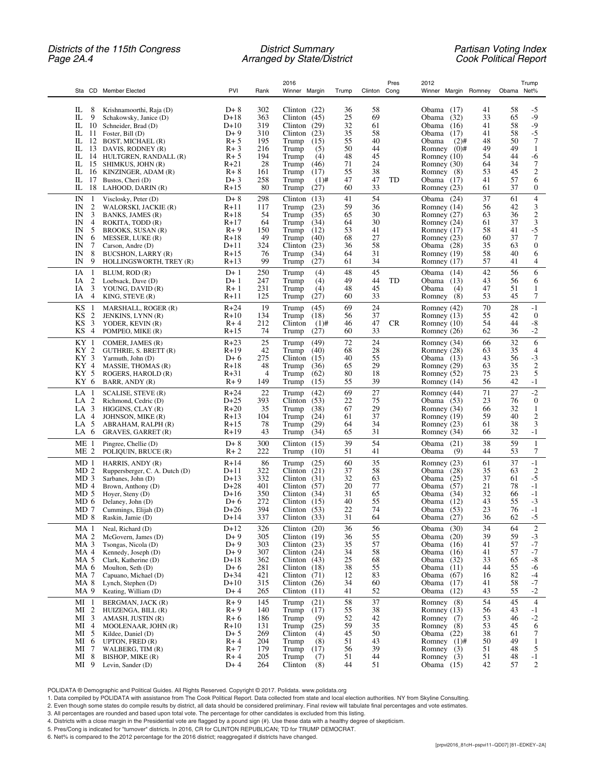Districts of the 115th Congress
District Summary
Arranged by State/District
Partisan Voting Index
Cook Political Report

| Sta | CD | Member Elected | PVI | Rank | 2016 Winner | Margin | Trump | Clinton | Pres Cong | 2012 Winner | Margin | Romney | Obama | Trump Net% |
|---|---|---|---|---|---|---|---|---|---|---|---|---|---|---|
| IL | 8 | Krishnamoorthi, Raja (D) | D+ 8 | 302 | Clinton | (22) | 36 | 58 | | Obama | (17) | 41 | 58 | -5 |
| IL | 9 | Schakowsky, Janice (D) | D+18 | 363 | Clinton | (45) | 25 | 69 | | Obama | (32) | 33 | 65 | -9 |
| IL | 10 | Schneider, Brad (D) | D+10 | 319 | Clinton | (29) | 32 | 61 | | Obama | (16) | 41 | 58 | -9 |
| IL | 11 | Foster, Bill (D) | D+ 9 | 310 | Clinton | (23) | 35 | 58 | | Obama | (17) | 41 | 58 | -5 |
| IL | 12 | BOST, MICHAEL (R) | R+ 5 | 195 | Trump | (15) | 55 | 40 | | Obama | (2)# | 48 | 50 | 7 |
| IL | 13 | DAVIS, RODNEY (R) | R+ 3 | 216 | Trump | (5) | 50 | 44 | | Romney | (0)# | 49 | 49 | 1 |
| IL | 14 | HULTGREN, RANDALL (R) | R+ 5 | 194 | Trump | (4) | 48 | 45 | | Romney | (10) | 54 | 44 | -6 |
| IL | 15 | SHIMKUS, JOHN (R) | R+21 | 28 | Trump | (46) | 71 | 24 | | Romney | (30) | 64 | 34 | 7 |
| IL | 16 | KINZINGER, ADAM (R) | R+ 8 | 161 | Trump | (17) | 55 | 38 | | Romney | (8) | 53 | 45 | 2 |
| IL | 17 | Bustos, Cheri (D) | D+ 3 | 258 | Trump | (1)# | 47 | 47 | TD | Obama | (17) | 41 | 57 | 6 |
| IL | 18 | LAHOOD, DARIN (R) | R+15 | 80 | Trump | (27) | 60 | 33 | | Romney | (23) | 61 | 37 | 0 |
| IN | 1 | Visclosky, Peter (D) | D+ 8 | 298 | Clinton | (13) | 41 | 54 | | Obama | (24) | 37 | 61 | 4 |
| IN | 2 | WALORSKI, JACKIE (R) | R+11 | 117 | Trump | (23) | 59 | 36 | | Romney | (14) | 56 | 42 | 3 |
| IN | 3 | BANKS, JAMES (R) | R+18 | 54 | Trump | (35) | 65 | 30 | | Romney | (27) | 63 | 36 | 2 |
| IN | 4 | ROKITA, TODD (R) | R+17 | 64 | Trump | (34) | 64 | 30 | | Romney | (24) | 61 | 37 | 3 |
| IN | 5 | BROOKS, SUSAN (R) | R+ 9 | 150 | Trump | (12) | 53 | 41 | | Romney | (17) | 58 | 41 | -5 |
| IN | 6 | MESSER, LUKE (R) | R+18 | 49 | Trump | (40) | 68 | 27 | | Romney | (23) | 60 | 37 | 7 |
| IN | 7 | Carson, Andre (D) | D+11 | 324 | Clinton | (23) | 36 | 58 | | Obama | (28) | 35 | 63 | 0 |
| IN | 8 | BUCHSON, LARRY (R) | R+15 | 76 | Trump | (34) | 64 | 31 | | Romney | (19) | 58 | 40 | 6 |
| IN | 9 | HOLLINGSWORTH, TREY (R) | R+13 | 99 | Trump | (27) | 61 | 34 | | Romney | (17) | 57 | 41 | 4 |
| IA | 1 | BLUM, ROD (R) | D+ 1 | 250 | Trump | (4) | 48 | 45 | | Obama | (14) | 42 | 56 | 6 |
| IA | 2 | Loebsack, Dave (D) | D+ 1 | 247 | Trump | (4) | 49 | 44 | TD | Obama | (13) | 43 | 56 | 6 |
| IA | 3 | YOUNG, DAVID (R) | R+ 1 | 231 | Trump | (4) | 48 | 45 | | Obama | (4) | 47 | 51 | 1 |
| IA | 4 | KING, STEVE (R) | R+11 | 125 | Trump | (27) | 60 | 33 | | Romney | (8) | 53 | 45 | 7 |
| KS | 1 | MARSHALL, ROGER (R) | R+24 | 19 | Trump | (45) | 69 | 24 | | Romney | (42) | 70 | 28 | -1 |
| KS | 2 | JENKINS, LYNN (R) | R+10 | 134 | Trump | (18) | 56 | 37 | | Romney | (13) | 55 | 42 | 0 |
| KS | 3 | YODER, KEVIN (R) | R+ 4 | 212 | Clinton | (1)# | 46 | 47 | CR | Romney | (10) | 54 | 44 | -8 |
| KS | 4 | POMPEO, MIKE (R) | R+15 | 74 | Trump | (27) | 60 | 33 | | Romney | (26) | 62 | 36 | -2 |
| KY | 1 | COMER, JAMES (R) | R+23 | 25 | Trump | (49) | 72 | 24 | | Romney | (34) | 66 | 32 | 6 |
| KY | 2 | GUTHRIE, S. BRETT (R) | R+19 | 42 | Trump | (40) | 68 | 28 | | Romney | (28) | 63 | 35 | 4 |
| KY | 3 | Yarmuth, John (D) | D+ 6 | 275 | Clinton | (15) | 40 | 55 | | Obama | (13) | 43 | 56 | -3 |
| KY | 4 | MASSIE, THOMAS (R) | R+18 | 48 | Trump | (36) | 65 | 29 | | Romney | (29) | 63 | 35 | 2 |
| KY | 5 | ROGERS, HAROLD (R) | R+31 | 4 | Trump | (62) | 80 | 18 | | Romney | (52) | 75 | 23 | 5 |
| KY | 6 | BARR, ANDY (R) | R+ 9 | 149 | Trump | (15) | 55 | 39 | | Romney | (14) | 56 | 42 | -1 |
| LA | 1 | SCALISE, STEVE (R) | R+24 | 22 | Trump | (42) | 69 | 27 | | Romney | (44) | 71 | 27 | -2 |
| LA | 2 | Richmond, Cedric (D) | D+25 | 393 | Clinton | (53) | 22 | 75 | | Obama | (53) | 23 | 76 | 0 |
| LA | 3 | HIGGINS, CLAY (R) | R+20 | 35 | Trump | (38) | 67 | 29 | | Romney | (34) | 66 | 32 | 1 |
| LA | 4 | JOHNSON, MIKE (R) | R+13 | 104 | Trump | (24) | 61 | 37 | | Romney | (19) | 59 | 40 | 2 |
| LA | 5 | ABRAHAM, RALPH (R) | R+15 | 78 | Trump | (29) | 64 | 34 | | Romney | (23) | 61 | 38 | 3 |
| LA | 6 | GRAVES, GARRET (R) | R+19 | 43 | Trump | (34) | 65 | 31 | | Romney | (34) | 66 | 32 | -1 |
| ME | 1 | Pingree, Chellie (D) | D+ 8 | 300 | Clinton | (15) | 39 | 54 | | Obama | (21) | 38 | 59 | 1 |
| ME | 2 | POLIQUIN, BRUCE (R) | R+ 2 | 222 | Trump | (10) | 51 | 41 | | Obama | (9) | 44 | 53 | 7 |
| MD | 1 | HARRIS, ANDY (R) | R+14 | 86 | Trump | (25) | 60 | 35 | | Romney | (23) | 61 | 37 | -1 |
| MD | 2 | Ruppersberger, C. A. Dutch (D) | D+11 | 322 | Clinton | (21) | 37 | 58 | | Obama | (28) | 35 | 63 | 2 |
| MD | 3 | Sarbanes, John (D) | D+13 | 332 | Clinton | (31) | 32 | 63 | | Obama | (25) | 37 | 61 | -5 |
| MD | 4 | Brown, Anthony (D) | D+28 | 401 | Clinton | (57) | 20 | 77 | | Obama | (57) | 21 | 78 | -1 |
| MD | 5 | Hoyer, Steny (D) | D+16 | 350 | Clinton | (34) | 31 | 65 | | Obama | (34) | 32 | 66 | -1 |
| MD | 6 | Delaney, John (D) | D+ 6 | 272 | Clinton | (15) | 40 | 55 | | Obama | (12) | 43 | 55 | -3 |
| MD | 7 | Cummings, Elijah (D) | D+26 | 394 | Clinton | (53) | 22 | 74 | | Obama | (53) | 23 | 76 | -1 |
| MD | 8 | Raskin, Jamie (D) | D+14 | 337 | Clinton | (33) | 31 | 64 | | Obama | (27) | 36 | 62 | -5 |
| MA | 1 | Neal, Richard (D) | D+12 | 326 | Clinton | (20) | 36 | 56 | | Obama | (30) | 34 | 64 | 2 |
| MA | 2 | McGovern, James (D) | D+ 9 | 305 | Clinton | (19) | 36 | 55 | | Obama | (20) | 39 | 59 | -3 |
| MA | 3 | Tsongas, Nicola (D) | D+ 9 | 303 | Clinton | (23) | 35 | 57 | | Obama | (16) | 41 | 57 | -7 |
| MA | 4 | Kennedy, Joseph (D) | D+ 9 | 307 | Clinton | (24) | 34 | 58 | | Obama | (16) | 41 | 57 | -7 |
| MA | 5 | Clark, Katherine (D) | D+18 | 362 | Clinton | (43) | 25 | 68 | | Obama | (32) | 33 | 65 | -8 |
| MA | 6 | Moulton, Seth (D) | D+ 6 | 281 | Clinton | (18) | 38 | 55 | | Obama | (11) | 44 | 55 | -6 |
| MA | 7 | Capuano, Michael (D) | D+34 | 421 | Clinton | (71) | 12 | 83 | | Obama | (67) | 16 | 82 | -4 |
| MA | 8 | Lynch, Stephen (D) | D+10 | 315 | Clinton | (26) | 34 | 60 | | Obama | (17) | 41 | 58 | -7 |
| MA | 9 | Keating, William (D) | D+ 4 | 265 | Clinton | (11) | 41 | 52 | | Obama | (12) | 43 | 55 | -2 |
| MI | 1 | BERGMAN, JACK (R) | R+ 9 | 145 | Trump | (21) | 58 | 37 | | Romney | (8) | 54 | 45 | 4 |
| MI | 2 | HUIZENGA, BILL (R) | R+ 9 | 140 | Trump | (17) | 55 | 38 | | Romney | (13) | 56 | 43 | -1 |
| MI | 3 | AMASH, JUSTIN (R) | R+ 6 | 186 | Trump | (9) | 52 | 42 | | Romney | (7) | 53 | 46 | -2 |
| MI | 4 | MOOLENAAR, JOHN (R) | R+10 | 131 | Trump | (25) | 59 | 35 | | Romney | (8) | 53 | 45 | 6 |
| MI | 5 | Kildee, Daniel (D) | D+ 5 | 269 | Clinton | (4) | 45 | 50 | | Obama | (22) | 38 | 61 | 7 |
| MI | 6 | UPTON, FRED (R) | R+ 4 | 204 | Trump | (8) | 51 | 43 | | Romney | (1)# | 50 | 49 | 1 |
| MI | 7 | WALBERG, TIM (R) | R+ 7 | 179 | Trump | (17) | 56 | 39 | | Romney | (3) | 51 | 48 | 5 |
| MI | 8 | BISHOP, MIKE (R) | R+ 4 | 205 | Trump | (7) | 51 | 44 | | Romney | (3) | 51 | 48 | -1 |
| MI | 9 | Levin, Sander (D) | D+ 4 | 264 | Clinton | (8) | 44 | 51 | | Obama | (15) | 42 | 57 | 2 |

POLIDATA ® Demographic and Political Guides. All Rights Reserved. Copyright © 2017. Polidata. www.polidata.org

1. Data compiled by POLIDATA with assistance from The Cook Political Report. Data collected from state and local election authorities. NY from Skyline Consulting.
2. Even though some states do compile results by district, all data should be considered preliminary. Final review will tabulate final percentages and vote estimates.
3. All percentages are rounded and based upon total vote. The percentage for other candidates is excluded from this listing.
4. Districts with a close margin in the Presidential vote are flagged by a pound sign (#). Use these data with a healthy degree of skepticism.
5. Pres/Cong is indicated for "turnover" districts. In 2016, CR for CLINTON REPUBLICAN; TD for TRUMP DEMOCRAT.
6. Net% is compared to the 2012 percentage for the 2016 district; reaggregated if districts have changed.

[prpvi2016_81cH–pspvi11–QD07] [81–EDKEY–2A]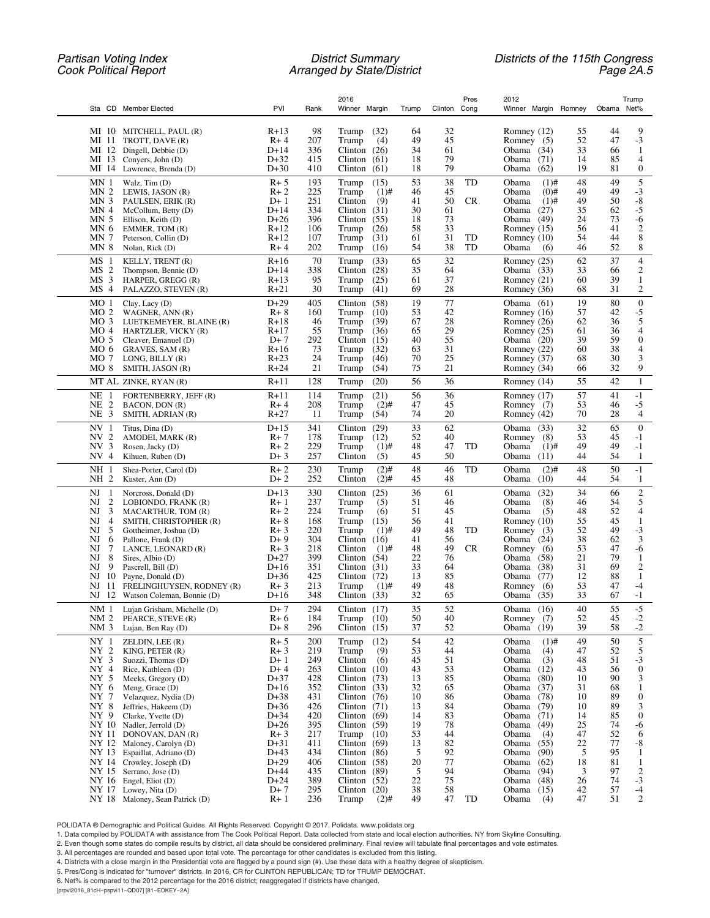| Sta | CD | Member Elected | PVI | Rank | 2016 Winner | Margin | Trump | Clinton | Pres Cong | 2012 Winner | Margin | Romney | Obama | Trump Net% |
|---|---|---|---|---|---|---|---|---|---|---|---|---|---|---|
| MI | 10 | MITCHELL, PAUL (R) | R+13 | 98 | Trump | (32) | 64 | 32 | | Romney | (12) | 55 | 44 | 9 |
| MI | 11 | TROTT, DAVE (R) | R+ 4 | 207 | Trump | (4) | 49 | 45 | | Romney | (5) | 52 | 47 | -3 |
| MI | 12 | Dingell, Debbie (D) | D+14 | 336 | Clinton | (26) | 34 | 61 | | Obama | (34) | 33 | 66 | 1 |
| MI | 13 | Conyers, John (D) | D+32 | 415 | Clinton | (61) | 18 | 79 | | Obama | (71) | 14 | 85 | 4 |
| MI | 14 | Lawrence, Brenda (D) | D+30 | 410 | Clinton | (61) | 18 | 79 | | Obama | (62) | 19 | 81 | 0 |
| MN | 1 | Walz, Tim (D) | R+ 5 | 193 | Trump | (15) | 53 | 38 | TD | Obama | (1)# | 48 | 49 | 5 |
| MN | 2 | LEWIS, JASON (R) | R+ 2 | 225 | Trump | (1)# | 46 | 45 | | Obama | (0)# | 49 | 49 | -3 |
| MN | 3 | PAULSEN, ERIK (R) | D+ 1 | 251 | Clinton | (9) | 41 | 50 | CR | Obama | (1)# | 49 | 50 | -8 |
| MN | 4 | McCollum, Betty (D) | D+14 | 334 | Clinton | (31) | 30 | 61 | | Obama | (27) | 35 | 62 | -5 |
| MN | 5 | Ellison, Keith (D) | D+26 | 396 | Clinton | (55) | 18 | 73 | | Obama | (49) | 24 | 73 | -6 |
| MN | 6 | EMMER, TOM (R) | R+12 | 106 | Trump | (26) | 58 | 33 | | Romney | (15) | 56 | 41 | 2 |
| MN | 7 | Peterson, Collin (D) | R+12 | 107 | Trump | (31) | 61 | 31 | TD | Romney | (10) | 54 | 44 | 8 |
| MN | 8 | Nolan, Rick (D) | R+ 4 | 202 | Trump | (16) | 54 | 38 | TD | Obama | (6) | 46 | 52 | 8 |
| MS | 1 | KELLY, TRENT (R) | R+16 | 70 | Trump | (33) | 65 | 32 | | Romney | (25) | 62 | 37 | 4 |
| MS | 2 | Thompson, Bennie (D) | D+14 | 338 | Clinton | (28) | 35 | 64 | | Obama | (33) | 33 | 66 | 2 |
| MS | 3 | HARPER, GREGG (R) | R+13 | 95 | Trump | (25) | 61 | 37 | | Romney | (21) | 60 | 39 | 1 |
| MS | 4 | PALAZZO, STEVEN (R) | R+21 | 30 | Trump | (41) | 69 | 28 | | Romney | (36) | 68 | 31 | 2 |
| MO | 1 | Clay, Lacy (D) | D+29 | 405 | Clinton | (58) | 19 | 77 | | Obama | (61) | 19 | 80 | 0 |
| MO | 2 | WAGNER, ANN (R) | R+ 8 | 160 | Trump | (10) | 53 | 42 | | Romney | (16) | 57 | 42 | -5 |
| MO | 3 | LUETKEMEYER, BLAINE (R) | R+18 | 46 | Trump | (39) | 67 | 28 | | Romney | (26) | 62 | 36 | 5 |
| MO | 4 | HARTZLER, VICKY (R) | R+17 | 55 | Trump | (36) | 65 | 29 | | Romney | (25) | 61 | 36 | 4 |
| MO | 5 | Cleaver, Emanuel (D) | D+ 7 | 292 | Clinton | (15) | 40 | 55 | | Obama | (20) | 39 | 59 | 0 |
| MO | 6 | GRAVES, SAM (R) | R+16 | 73 | Trump | (32) | 63 | 31 | | Romney | (22) | 60 | 38 | 4 |
| MO | 7 | LONG, BILLY (R) | R+23 | 24 | Trump | (46) | 70 | 25 | | Romney | (37) | 68 | 30 | 3 |
| MO | 8 | SMITH, JASON (R) | R+24 | 21 | Trump | (54) | 75 | 21 | | Romney | (34) | 66 | 32 | 9 |
| MT | AL | ZINKE, RYAN (R) | R+11 | 128 | Trump | (20) | 56 | 36 | | Romney | (14) | 55 | 42 | 1 |
| NE | 1 | FORTENBERRY, JEFF (R) | R+11 | 114 | Trump | (21) | 56 | 36 | | Romney | (17) | 57 | 41 | -1 |
| NE | 2 | BACON, DON (R) | R+ 4 | 208 | Trump | (2)# | 47 | 45 | | Romney | (7) | 53 | 46 | -5 |
| NE | 3 | SMITH, ADRIAN (R) | R+27 | 11 | Trump | (54) | 74 | 20 | | Romney | (42) | 70 | 28 | 4 |
| NV | 1 | Titus, Dina (D) | D+15 | 341 | Clinton | (29) | 33 | 62 | | Obama | (33) | 32 | 65 | 0 |
| NV | 2 | AMODEI, MARK (R) | R+ 7 | 178 | Trump | (12) | 52 | 40 | | Romney | (8) | 53 | 45 | -1 |
| NV | 3 | Rosen, Jacky (D) | R+ 2 | 229 | Trump | (1)# | 48 | 47 | TD | Obama | (1)# | 49 | 49 | -1 |
| NV | 4 | Kihuen, Ruben (D) | D+ 3 | 257 | Clinton | (5) | 45 | 50 | | Obama | (11) | 44 | 54 | 1 |
| NH | 1 | Shea-Porter, Carol (D) | R+ 2 | 230 | Trump | (2)# | 48 | 46 | TD | Obama | (2)# | 48 | 50 | -1 |
| NH | 2 | Kuster, Ann (D) | D+ 2 | 252 | Clinton | (2)# | 45 | 48 | | Obama | (10) | 44 | 54 | 1 |
| NJ | 1 | Norcross, Donald (D) | D+13 | 330 | Clinton | (25) | 36 | 61 | | Obama | (32) | 34 | 66 | 2 |
| NJ | 2 | LOBIONDO, FRANK (R) | R+ 1 | 237 | Trump | (5) | 51 | 46 | | Obama | (8) | 46 | 54 | 5 |
| NJ | 3 | MACARTHUR, TOM (R) | R+ 2 | 224 | Trump | (6) | 51 | 45 | | Obama | (5) | 48 | 52 | 4 |
| NJ | 4 | SMITH, CHRISTOPHER (R) | R+ 8 | 168 | Trump | (15) | 56 | 41 | | Romney | (10) | 55 | 45 | 1 |
| NJ | 5 | Gottheimer, Joshua (D) | R+ 3 | 220 | Trump | (1)# | 49 | 48 | TD | Romney | (3) | 52 | 49 | -3 |
| NJ | 6 | Pallone, Frank (D) | D+ 9 | 304 | Clinton | (16) | 41 | 56 | | Obama | (24) | 38 | 62 | 3 |
| NJ | 7 | LANCE, LEONARD (R) | R+ 3 | 218 | Clinton | (1)# | 48 | 49 | CR | Romney | (6) | 53 | 47 | -6 |
| NJ | 8 | Sires, Albio (D) | D+27 | 399 | Clinton | (54) | 22 | 76 | | Obama | (58) | 21 | 79 | 1 |
| NJ | 9 | Pascrell, Bill (D) | D+16 | 351 | Clinton | (31) | 33 | 64 | | Obama | (38) | 31 | 69 | 2 |
| NJ | 10 | Payne, Donald (D) | D+36 | 425 | Clinton | (72) | 13 | 85 | | Obama | (77) | 12 | 88 | 1 |
| NJ | 11 | FRELINGHUYSEN, RODNEY (R) | R+ 3 | 213 | Trump | (1)# | 49 | 48 | | Romney | (6) | 53 | 47 | -4 |
| NJ | 12 | Watson Coleman, Bonnie (D) | D+16 | 348 | Clinton | (33) | 32 | 65 | | Obama | (35) | 33 | 67 | -1 |
| NM | 1 | Lujan Grisham, Michelle (D) | D+ 7 | 294 | Clinton | (17) | 35 | 52 | | Obama | (16) | 40 | 55 | -5 |
| NM | 2 | PEARCE, STEVE (R) | R+ 6 | 184 | Trump | (10) | 50 | 40 | | Romney | (7) | 52 | 45 | -2 |
| NM | 3 | Lujan, Ben Ray (D) | D+ 8 | 296 | Clinton | (15) | 37 | 52 | | Obama | (19) | 39 | 58 | -2 |
| NY | 1 | ZELDIN, LEE (R) | R+ 5 | 200 | Trump | (12) | 54 | 42 | | Obama | (1)# | 49 | 50 | 5 |
| NY | 2 | KING, PETER (R) | R+ 3 | 219 | Trump | (9) | 53 | 44 | | Obama | (4) | 47 | 52 | 5 |
| NY | 3 | Suozzi, Thomas (D) | D+ 1 | 249 | Clinton | (6) | 45 | 51 | | Obama | (3) | 48 | 51 | -3 |
| NY | 4 | Rice, Kathleen (D) | D+ 4 | 263 | Clinton | (10) | 43 | 53 | | Obama | (12) | 43 | 56 | 0 |
| NY | 5 | Meeks, Gregory (D) | D+37 | 428 | Clinton | (73) | 13 | 85 | | Obama | (80) | 10 | 90 | 3 |
| NY | 6 | Meng, Grace (D) | D+16 | 352 | Clinton | (33) | 32 | 65 | | Obama | (37) | 31 | 68 | 1 |
| NY | 7 | Velazquez, Nydia (D) | D+38 | 431 | Clinton | (76) | 10 | 86 | | Obama | (78) | 10 | 89 | 0 |
| NY | 8 | Jeffries, Hakeem (D) | D+36 | 426 | Clinton | (71) | 13 | 84 | | Obama | (79) | 10 | 89 | 3 |
| NY | 9 | Clarke, Yvette (D) | D+34 | 420 | Clinton | (69) | 14 | 83 | | Obama | (71) | 14 | 85 | 0 |
| NY | 10 | Nadler, Jerrold (D) | D+26 | 395 | Clinton | (59) | 19 | 78 | | Obama | (49) | 25 | 74 | -6 |
| NY | 11 | DONOVAN, DAN (R) | R+ 3 | 217 | Trump | (10) | 53 | 44 | | Obama | (4) | 47 | 52 | 6 |
| NY | 12 | Maloney, Carolyn (D) | D+31 | 411 | Clinton | (69) | 13 | 82 | | Obama | (55) | 22 | 77 | -8 |
| NY | 13 | Espaillat, Adriano (D) | D+43 | 434 | Clinton | (86) | 5 | 92 | | Obama | (90) | 5 | 95 | 1 |
| NY | 14 | Crowley, Joseph (D) | D+29 | 406 | Clinton | (58) | 20 | 77 | | Obama | (62) | 18 | 81 | 1 |
| NY | 15 | Serrano, Jose (D) | D+44 | 435 | Clinton | (89) | 5 | 94 | | Obama | (94) | 3 | 97 | 2 |
| NY | 16 | Engel, Eliot (D) | D+24 | 389 | Clinton | (52) | 22 | 75 | | Obama | (48) | 26 | 74 | -3 |
| NY | 17 | Lowey, Nita (D) | D+ 7 | 295 | Clinton | (20) | 38 | 58 | | Obama | (15) | 42 | 57 | -4 |
| NY | 18 | Maloney, Sean Patrick (D) | R+ 1 | 236 | Trump | (2)# | 49 | 47 | TD | Obama | (4) | 47 | 51 | 2 |

POLIDATA ® Demographic and Political Guides. All Rights Reserved. Copyright © 2017. Polidata. www.polidata.org

1. Data compiled by POLIDATA with assistance from The Cook Political Report. Data collected from state and local election authorities. NY from Skyline Consulting.
2. Even though some states do compile results by district, all data should be considered preliminary. Final review will tabulate final percentages and vote estimates.
3. All percentages are rounded and based upon total vote. The percentage for other candidates is excluded from this listing.
4. Districts with a close margin in the Presidential vote are flagged by a pound sign (#). Use these data with a healthy degree of skepticism.
5. Pres/Cong is indicated for "turnover" districts. In 2016, CR for CLINTON REPUBLICAN; TD for TRUMP DEMOCRAT.
6. Net% is compared to the 2012 percentage for the 2016 district; reaggregated if districts have changed.

[prpvi2016_81cH–pspvi11–QD07] [81–EDKEY–2A]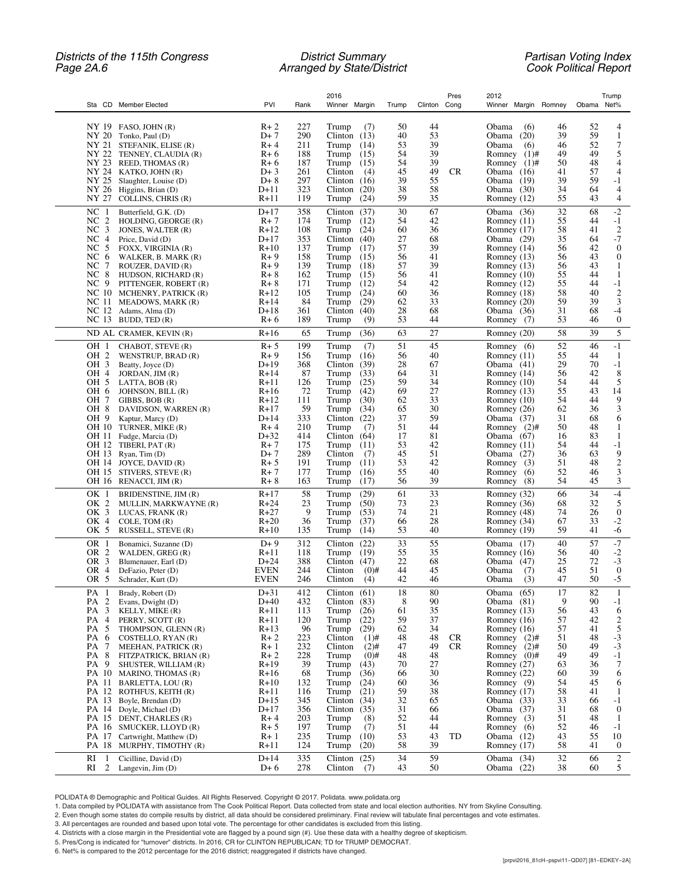| Sta | CD | Member Elected | PVI | Rank | 2016 Winner | Margin | Trump | Clinton | Pres Cong | 2012 Winner | Margin | Romney | Obama | Trump Net% |
|---|---|---|---|---|---|---|---|---|---|---|---|---|---|---|
| NY | 19 | FASO, JOHN (R) | R+ 2 | 227 | Trump | (7) | 50 | 44 | | Obama | (6) | 46 | 52 | 4 |
| NY | 20 | Tonko, Paul (D) | D+ 7 | 290 | Clinton | (13) | 40 | 53 | | Obama | (20) | 39 | 59 | 1 |
| NY | 21 | STEFANIK, ELISE (R) | R+ 4 | 211 | Trump | (14) | 53 | 39 | | Obama | (6) | 46 | 52 | 7 |
| NY | 22 | TENNEY, CLAUDIA (R) | R+ 6 | 188 | Trump | (15) | 54 | 39 | | Romney | (1)# | 49 | 49 | 5 |
| NY | 23 | REED, THOMAS (R) | R+ 6 | 187 | Trump | (15) | 54 | 39 | | Romney | (1)# | 50 | 48 | 4 |
| NY | 24 | KATKO, JOHN (R) | D+ 3 | 261 | Clinton | (4) | 45 | 49 | CR | Obama | (16) | 41 | 57 | 4 |
| NY | 25 | Slaughter, Louise (D) | D+ 8 | 297 | Clinton | (16) | 39 | 55 | | Obama | (19) | 39 | 59 | -1 |
| NY | 26 | Higgins, Brian (D) | D+11 | 323 | Clinton | (20) | 38 | 58 | | Obama | (30) | 34 | 64 | 4 |
| NY | 27 | COLLINS, CHRIS (R) | R+11 | 119 | Trump | (24) | 59 | 35 | | Romney | (12) | 55 | 43 | 4 |
| NC | 1 | Butterfield, G.K. (D) | D+17 | 358 | Clinton | (37) | 30 | 67 | | Obama | (36) | 32 | 68 | -2 |
| NC | 2 | HOLDING, GEORGE (R) | R+ 7 | 174 | Trump | (12) | 54 | 42 | | Romney | (11) | 55 | 44 | -1 |
| NC | 3 | JONES, WALTER (R) | R+12 | 108 | Trump | (24) | 60 | 36 | | Romney | (17) | 58 | 41 | 2 |
| NC | 4 | Price, David (D) | D+17 | 353 | Clinton | (40) | 27 | 68 | | Obama | (29) | 35 | 64 | -7 |
| NC | 5 | FOXX, VIRGINIA (R) | R+10 | 137 | Trump | (17) | 57 | 39 | | Romney | (14) | 56 | 42 | 0 |
| NC | 6 | WALKER, B. MARK (R) | R+ 9 | 158 | Trump | (15) | 56 | 41 | | Romney | (13) | 56 | 43 | 0 |
| NC | 7 | ROUZER, DAVID (R) | R+ 9 | 139 | Trump | (18) | 57 | 39 | | Romney | (13) | 56 | 43 | 1 |
| NC | 8 | HUDSON, RICHARD (R) | R+ 8 | 162 | Trump | (15) | 56 | 41 | | Romney | (10) | 55 | 44 | 1 |
| NC | 9 | PITTENGER, ROBERT (R) | R+ 8 | 171 | Trump | (12) | 54 | 42 | | Romney | (12) | 55 | 44 | -1 |
| NC | 10 | MCHENRY, PATRICK (R) | R+12 | 105 | Trump | (24) | 60 | 36 | | Romney | (18) | 58 | 40 | 2 |
| NC | 11 | MEADOWS, MARK (R) | R+14 | 84 | Trump | (29) | 62 | 33 | | Romney | (20) | 59 | 39 | 3 |
| NC | 12 | Adams, Alma (D) | D+18 | 361 | Clinton | (40) | 28 | 68 | | Obama | (36) | 31 | 68 | -4 |
| NC | 13 | BUDD, TED (R) | R+ 6 | 189 | Trump | (9) | 53 | 44 | | Romney | (7) | 53 | 46 | 0 |
| ND | AL | CRAMER, KEVIN (R) | R+16 | 65 | Trump | (36) | 63 | 27 | | Romney | (20) | 58 | 39 | 5 |
| OH | 1 | CHABOT, STEVE (R) | R+ 5 | 199 | Trump | (7) | 51 | 45 | | Romney | (6) | 52 | 46 | -1 |
| OH | 2 | WENSTRUP, BRAD (R) | R+ 9 | 156 | Trump | (16) | 56 | 40 | | Romney | (11) | 55 | 44 | 1 |
| OH | 3 | Beatty, Joyce (D) | D+19 | 368 | Clinton | (39) | 28 | 67 | | Obama | (41) | 29 | 70 | -1 |
| OH | 4 | JORDAN, JIM (R) | R+14 | 87 | Trump | (33) | 64 | 31 | | Romney | (14) | 56 | 42 | 8 |
| OH | 5 | LATTA, BOB (R) | R+11 | 126 | Trump | (25) | 59 | 34 | | Romney | (10) | 54 | 44 | 5 |
| OH | 6 | JOHNSON, BILL (R) | R+16 | 72 | Trump | (42) | 69 | 27 | | Romney | (13) | 55 | 43 | 14 |
| OH | 7 | GIBBS, BOB (R) | R+12 | 111 | Trump | (30) | 62 | 33 | | Romney | (10) | 54 | 44 | 9 |
| OH | 8 | DAVIDSON, WARREN (R) | R+17 | 59 | Trump | (34) | 65 | 30 | | Romney | (26) | 62 | 36 | 3 |
| OH | 9 | Kaptur, Marcy (D) | D+14 | 333 | Clinton | (22) | 37 | 59 | | Obama | (37) | 31 | 68 | 6 |
| OH | 10 | TURNER, MIKE (R) | R+ 4 | 210 | Trump | (7) | 51 | 44 | | Romney | (2)# | 50 | 48 | 1 |
| OH | 11 | Fudge, Marcia (D) | D+32 | 414 | Clinton | (64) | 17 | 81 | | Obama | (67) | 16 | 83 | 1 |
| OH | 12 | TIBERI, PAT (R) | R+ 7 | 175 | Trump | (11) | 53 | 42 | | Romney | (11) | 54 | 44 | -1 |
| OH | 13 | Ryan, Tim (D) | D+ 7 | 289 | Clinton | (7) | 45 | 51 | | Obama | (27) | 36 | 63 | 9 |
| OH | 14 | JOYCE, DAVID (R) | R+ 5 | 191 | Trump | (11) | 53 | 42 | | Romney | (3) | 51 | 48 | 2 |
| OH | 15 | STIVERS, STEVE (R) | R+ 7 | 177 | Trump | (16) | 55 | 40 | | Romney | (6) | 52 | 46 | 3 |
| OH | 16 | RENACCI, JIM (R) | R+ 8 | 163 | Trump | (17) | 56 | 39 | | Romney | (8) | 54 | 45 | 3 |
| OK | 1 | BRIDENSTINE, JIM (R) | R+17 | 58 | Trump | (29) | 61 | 33 | | Romney | (32) | 66 | 34 | -4 |
| OK | 2 | MULLIN, MARKWAYNE (R) | R+24 | 23 | Trump | (50) | 73 | 23 | | Romney | (36) | 68 | 32 | 5 |
| OK | 3 | LUCAS, FRANK (R) | R+27 | 9 | Trump | (53) | 74 | 21 | | Romney | (48) | 74 | 26 | 0 |
| OK | 4 | COLE, TOM (R) | R+20 | 36 | Trump | (37) | 66 | 28 | | Romney | (34) | 67 | 33 | -2 |
| OK | 5 | RUSSELL, STEVE (R) | R+10 | 135 | Trump | (14) | 53 | 40 | | Romney | (19) | 59 | 41 | -6 |
| OR | 1 | Bonamici, Suzanne (D) | D+ 9 | 312 | Clinton | (22) | 33 | 55 | | Obama | (17) | 40 | 57 | -7 |
| OR | 2 | WALDEN, GREG (R) | R+11 | 118 | Trump | (19) | 55 | 35 | | Romney | (16) | 56 | 40 | -2 |
| OR | 3 | Blumenauer, Earl (D) | D+24 | 388 | Clinton | (47) | 22 | 68 | | Obama | (47) | 25 | 72 | -3 |
| OR | 4 | DeFazio, Peter (D) | EVEN | 244 | Clinton | (0)# | 44 | 45 | | Obama | (7) | 45 | 51 | 0 |
| OR | 5 | Schrader, Kurt (D) | EVEN | 246 | Clinton | (4) | 42 | 46 | | Obama | (3) | 47 | 50 | -5 |
| PA | 1 | Brady, Robert (D) | D+31 | 412 | Clinton | (61) | 18 | 80 | | Obama | (65) | 17 | 82 | 1 |
| PA | 2 | Evans, Dwight (D) | D+40 | 432 | Clinton | (83) | 8 | 90 | | Obama | (81) | 9 | 90 | -1 |
| PA | 3 | KELLY, MIKE (R) | R+11 | 113 | Trump | (26) | 61 | 35 | | Romney | (13) | 56 | 43 | 6 |
| PA | 4 | PERRY, SCOTT (R) | R+11 | 120 | Trump | (22) | 59 | 37 | | Romney | (16) | 57 | 42 | 2 |
| PA | 5 | THOMPSON, GLENN (R) | R+13 | 96 | Trump | (29) | 62 | 34 | | Romney | (16) | 57 | 41 | 5 |
| PA | 6 | COSTELLO, RYAN (R) | R+ 2 | 223 | Clinton | (1)# | 48 | 48 | CR | Romney | (2)# | 51 | 48 | -3 |
| PA | 7 | MEEHAN, PATRICK (R) | R+ 1 | 232 | Clinton | (2)# | 47 | 49 | CR | Romney | (2)# | 50 | 49 | -3 |
| PA | 8 | FITZPATRICK, BRIAN (R) | R+ 2 | 228 | Trump | (0)# | 48 | 48 | | Romney | (0)# | 49 | 49 | -1 |
| PA | 9 | SHUSTER, WILLIAM (R) | R+19 | 39 | Trump | (43) | 70 | 27 | | Romney | (27) | 63 | 36 | 7 |
| PA | 10 | MARINO, THOMAS (R) | R+16 | 68 | Trump | (36) | 66 | 30 | | Romney | (22) | 60 | 39 | 6 |
| PA | 11 | BARLETTA, LOU (R) | R+10 | 132 | Trump | (24) | 60 | 36 | | Romney | (9) | 54 | 45 | 6 |
| PA | 12 | ROTHFUS, KEITH (R) | R+11 | 116 | Trump | (21) | 59 | 38 | | Romney | (17) | 58 | 41 | 1 |
| PA | 13 | Boyle, Brendan (D) | D+15 | 345 | Clinton | (34) | 32 | 65 | | Obama | (33) | 33 | 66 | -1 |
| PA | 14 | Doyle, Michael (D) | D+17 | 356 | Clinton | (35) | 31 | 66 | | Obama | (37) | 31 | 68 | 0 |
| PA | 15 | DENT, CHARLES (R) | R+ 4 | 203 | Trump | (8) | 52 | 44 | | Romney | (3) | 51 | 48 | 1 |
| PA | 16 | SMUCKER, LLOYD (R) | R+ 5 | 197 | Trump | (7) | 51 | 44 | | Romney | (6) | 52 | 46 | -1 |
| PA | 17 | Cartwright, Matthew (D) | R+ 1 | 235 | Trump | (10) | 53 | 43 | TD | Obama | (12) | 43 | 55 | 10 |
| PA | 18 | MURPHY, TIMOTHY (R) | R+11 | 124 | Trump | (20) | 58 | 39 | | Romney | (17) | 58 | 41 | 0 |
| RI | 1 | Cicilline, David (D) | D+14 | 335 | Clinton | (25) | 34 | 59 | | Obama | (34) | 32 | 66 | 2 |
| RI | 2 | Langevin, Jim (D) | D+ 6 | 278 | Clinton | (7) | 43 | 50 | | Obama | (22) | 38 | 60 | 5 |

POLIDATA ® Demographic and Political Guides. All Rights Reserved. Copyright © 2017. Polidata. www.polidata.org

1. Data compiled by POLIDATA with assistance from The Cook Political Report. Data collected from state and local election authorities. NY from Skyline Consulting.
2. Even though some states do compile results by district, all data should be considered preliminary. Final review will tabulate final percentages and vote estimates.
3. All percentages are rounded and based upon total vote. The percentage for other candidates is excluded from this listing.
4. Districts with a close margin in the Presidential vote are flagged by a pound sign (#). Use these data with a healthy degree of skepticism.
5. Pres/Cong is indicated for "turnover" districts. In 2016, CR for CLINTON REPUBLICAN; TD for TRUMP DEMOCRAT.
6. Net% is compared to the 2012 percentage for the 2016 district; reaggregated if districts have changed.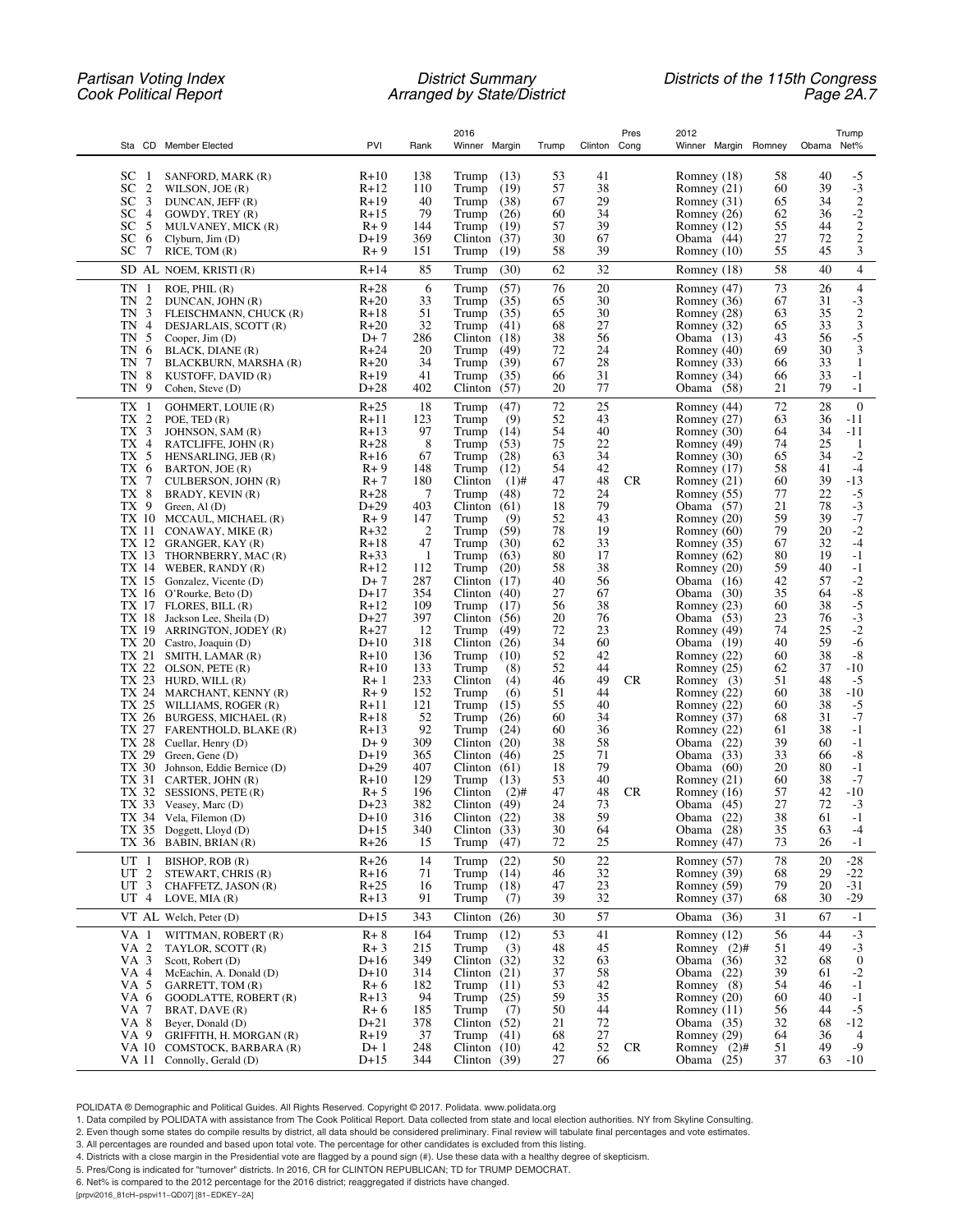| Sta | CD | Member Elected | PVI | Rank | 2016 Winner | Margin | Trump | Clinton | Pres Cong | 2012 Winner | Margin | Romney | Obama | Trump Net% |
|---|---|---|---|---|---|---|---|---|---|---|---|---|---|---|
| SC | 1 | SANFORD, MARK (R) | R+10 | 138 | Trump | (13) | 53 | 41 | | Romney | (18) | 58 | 40 | -5 |
| SC | 2 | WILSON, JOE (R) | R+12 | 110 | Trump | (19) | 57 | 38 | | Romney | (21) | 60 | 39 | -3 |
| SC | 3 | DUNCAN, JEFF (R) | R+19 | 40 | Trump | (38) | 67 | 29 | | Romney | (31) | 65 | 34 | 2 |
| SC | 4 | GOWDY, TREY (R) | R+15 | 79 | Trump | (26) | 60 | 34 | | Romney | (26) | 62 | 36 | -2 |
| SC | 5 | MULVANEY, MICK (R) | R+ 9 | 144 | Trump | (19) | 57 | 39 | | Romney | (12) | 55 | 44 | 2 |
| SC | 6 | Clyburn, Jim (D) | D+19 | 369 | Clinton | (37) | 30 | 67 | | Obama | (44) | 27 | 72 | 2 |
| SC | 7 | RICE, TOM (R) | R+ 9 | 151 | Trump | (19) | 58 | 39 | | Romney | (10) | 55 | 45 | 3 |
| SD | AL | NOEM, KRISTI (R) | R+14 | 85 | Trump | (30) | 62 | 32 | | Romney | (18) | 58 | 40 | 4 |
| TN | 1 | ROE, PHIL (R) | R+28 | 6 | Trump | (57) | 76 | 20 | | Romney | (47) | 73 | 26 | 4 |
| TN | 2 | DUNCAN, JOHN (R) | R+20 | 33 | Trump | (35) | 65 | 30 | | Romney | (36) | 67 | 31 | -3 |
| TN | 3 | FLEISCHMANN, CHUCK (R) | R+18 | 51 | Trump | (35) | 65 | 30 | | Romney | (28) | 63 | 35 | 2 |
| TN | 4 | DESJARLAIS, SCOTT (R) | R+20 | 32 | Trump | (41) | 68 | 27 | | Romney | (32) | 65 | 33 | 3 |
| TN | 5 | Cooper, Jim (D) | D+ 7 | 286 | Clinton | (18) | 38 | 56 | | Obama | (13) | 43 | 56 | -5 |
| TN | 6 | BLACK, DIANE (R) | R+24 | 20 | Trump | (49) | 72 | 24 | | Romney | (40) | 69 | 30 | 3 |
| TN | 7 | BLACKBURN, MARSHA (R) | R+20 | 34 | Trump | (39) | 67 | 28 | | Romney | (33) | 66 | 33 | 1 |
| TN | 8 | KUSTOFF, DAVID (R) | R+19 | 41 | Trump | (35) | 66 | 31 | | Romney | (34) | 66 | 33 | -1 |
| TN | 9 | Cohen, Steve (D) | D+28 | 402 | Clinton | (57) | 20 | 77 | | Obama | (58) | 21 | 79 | -1 |
| TX | 1 | GOHMERT, LOUIE (R) | R+25 | 18 | Trump | (47) | 72 | 25 | | Romney | (44) | 72 | 28 | 0 |
| TX | 2 | POE, TED (R) | R+11 | 123 | Trump | (9) | 52 | 43 | | Romney | (27) | 63 | 36 | -11 |
| TX | 3 | JOHNSON, SAM (R) | R+13 | 97 | Trump | (14) | 54 | 40 | | Romney | (30) | 64 | 34 | -11 |
| TX | 4 | RATCLIFFE, JOHN (R) | R+28 | 8 | Trump | (53) | 75 | 22 | | Romney | (49) | 74 | 25 | 1 |
| TX | 5 | HENSARLING, JEB (R) | R+16 | 67 | Trump | (28) | 63 | 34 | | Romney | (30) | 65 | 34 | -2 |
| TX | 6 | BARTON, JOE (R) | R+ 9 | 148 | Trump | (12) | 54 | 42 | | Romney | (17) | 58 | 41 | -4 |
| TX | 7 | CULBERSON, JOHN (R) | R+ 7 | 180 | Clinton | (1)# | 47 | 48 | CR | Romney | (21) | 60 | 39 | -13 |
| TX | 8 | BRADY, KEVIN (R) | R+28 | 7 | Trump | (48) | 72 | 24 | | Romney | (55) | 77 | 22 | -5 |
| TX | 9 | Green, Al (D) | D+29 | 403 | Clinton | (61) | 18 | 79 | | Obama | (57) | 21 | 78 | -3 |
| TX | 10 | MCCAUL, MICHAEL (R) | R+ 9 | 147 | Trump | (9) | 52 | 43 | | Romney | (20) | 59 | 39 | -7 |
| TX | 11 | CONAWAY, MIKE (R) | R+32 | 2 | Trump | (59) | 78 | 19 | | Romney | (60) | 79 | 20 | -2 |
| TX | 12 | GRANGER, KAY (R) | R+18 | 47 | Trump | (30) | 62 | 33 | | Romney | (35) | 67 | 32 | -4 |
| TX | 13 | THORNBERRY, MAC (R) | R+33 | 1 | Trump | (63) | 80 | 17 | | Romney | (62) | 80 | 19 | -1 |
| TX | 14 | WEBER, RANDY (R) | R+12 | 112 | Trump | (20) | 58 | 38 | | Romney | (20) | 59 | 40 | -1 |
| TX | 15 | Gonzalez, Vicente (D) | D+ 7 | 287 | Clinton | (17) | 40 | 56 | | Obama | (16) | 42 | 57 | -2 |
| TX | 16 | O'Rourke, Beto (D) | D+17 | 354 | Clinton | (40) | 27 | 67 | | Obama | (30) | 35 | 64 | -8 |
| TX | 17 | FLORES, BILL (R) | R+12 | 109 | Trump | (17) | 56 | 38 | | Romney | (23) | 60 | 38 | -5 |
| TX | 18 | Jackson Lee, Sheila (D) | D+27 | 397 | Clinton | (56) | 20 | 76 | | Obama | (53) | 23 | 76 | -3 |
| TX | 19 | ARRINGTON, JODEY (R) | R+27 | 12 | Trump | (49) | 72 | 23 | | Romney | (49) | 74 | 25 | -2 |
| TX | 20 | Castro, Joaquin (D) | D+10 | 318 | Clinton | (26) | 34 | 60 | | Obama | (19) | 40 | 59 | -6 |
| TX | 21 | SMITH, LAMAR (R) | R+10 | 136 | Trump | (10) | 52 | 42 | | Romney | (22) | 60 | 38 | -8 |
| TX | 22 | OLSON, PETE (R) | R+10 | 133 | Trump | (8) | 52 | 44 | | Romney | (25) | 62 | 37 | -10 |
| TX | 23 | HURD, WILL (R) | R+ 1 | 233 | Clinton | (4) | 46 | 49 | CR | Romney | (3) | 51 | 48 | -5 |
| TX | 24 | MARCHANT, KENNY (R) | R+ 9 | 152 | Trump | (6) | 51 | 44 | | Romney | (22) | 60 | 38 | -10 |
| TX | 25 | WILLIAMS, ROGER (R) | R+11 | 121 | Trump | (15) | 55 | 40 | | Romney | (22) | 60 | 38 | -5 |
| TX | 26 | BURGESS, MICHAEL (R) | R+18 | 52 | Trump | (26) | 60 | 34 | | Romney | (37) | 68 | 31 | -7 |
| TX | 27 | FARENTHOLD, BLAKE (R) | R+13 | 92 | Trump | (24) | 60 | 36 | | Romney | (22) | 61 | 38 | -1 |
| TX | 28 | Cuellar, Henry (D) | D+ 9 | 309 | Clinton | (20) | 38 | 58 | | Obama | (22) | 39 | 60 | -1 |
| TX | 29 | Green, Gene (D) | D+19 | 365 | Clinton | (46) | 25 | 71 | | Obama | (33) | 33 | 66 | -8 |
| TX | 30 | Johnson, Eddie Bernice (D) | D+29 | 407 | Clinton | (61) | 18 | 79 | | Obama | (60) | 20 | 80 | -1 |
| TX | 31 | CARTER, JOHN (R) | R+10 | 129 | Trump | (13) | 53 | 40 | | Romney | (21) | 60 | 38 | -7 |
| TX | 32 | SESSIONS, PETE (R) | R+ 5 | 196 | Clinton | (2)# | 47 | 48 | CR | Romney | (16) | 57 | 42 | -10 |
| TX | 33 | Veasey, Marc (D) | D+23 | 382 | Clinton | (49) | 24 | 73 | | Obama | (45) | 27 | 72 | -3 |
| TX | 34 | Vela, Filemon (D) | D+10 | 316 | Clinton | (22) | 38 | 59 | | Obama | (22) | 38 | 61 | -1 |
| TX | 35 | Doggett, Lloyd (D) | D+15 | 340 | Clinton | (33) | 30 | 64 | | Obama | (28) | 35 | 63 | -4 |
| TX | 36 | BABIN, BRIAN (R) | R+26 | 15 | Trump | (47) | 72 | 25 | | Romney | (47) | 73 | 26 | -1 |
| UT | 1 | BISHOP, ROB (R) | R+26 | 14 | Trump | (22) | 50 | 22 | | Romney | (57) | 78 | 20 | -28 |
| UT | 2 | STEWART, CHRIS (R) | R+16 | 71 | Trump | (14) | 46 | 32 | | Romney | (39) | 68 | 29 | -22 |
| UT | 3 | CHAFFETZ, JASON (R) | R+25 | 16 | Trump | (18) | 47 | 23 | | Romney | (59) | 79 | 20 | -31 |
| UT | 4 | LOVE, MIA (R) | R+13 | 91 | Trump | (7) | 39 | 32 | | Romney | (37) | 68 | 30 | -29 |
| VT | AL | Welch, Peter (D) | D+15 | 343 | Clinton | (26) | 30 | 57 | | Obama | (36) | 31 | 67 | -1 |
| VA | 1 | WITTMAN, ROBERT (R) | R+ 8 | 164 | Trump | (12) | 53 | 41 | | Romney | (12) | 56 | 44 | -3 |
| VA | 2 | TAYLOR, SCOTT (R) | R+ 3 | 215 | Trump | (3) | 48 | 45 | | Romney | (2)# | 51 | 49 | -3 |
| VA | 3 | Scott, Robert (D) | D+16 | 349 | Clinton | (32) | 32 | 63 | | Obama | (36) | 32 | 68 | 0 |
| VA | 4 | McEachin, A. Donald (D) | D+10 | 314 | Clinton | (21) | 37 | 58 | | Obama | (22) | 39 | 61 | -2 |
| VA | 5 | GARRETT, TOM (R) | R+ 6 | 182 | Trump | (11) | 53 | 42 | | Romney | (8) | 54 | 46 | -1 |
| VA | 6 | GOODLATTE, ROBERT (R) | R+13 | 94 | Trump | (25) | 59 | 35 | | Romney | (20) | 60 | 40 | -1 |
| VA | 7 | BRAT, DAVE (R) | R+ 6 | 185 | Trump | (7) | 50 | 44 | | Romney | (11) | 56 | 44 | -5 |
| VA | 8 | Beyer, Donald (D) | D+21 | 378 | Clinton | (52) | 21 | 72 | | Obama | (35) | 32 | 68 | -12 |
| VA | 9 | GRIFFITH, H. MORGAN (R) | R+19 | 37 | Trump | (41) | 68 | 27 | | Romney | (29) | 64 | 36 | 4 |
| VA | 10 | COMSTOCK, BARBARA (R) | D+ 1 | 248 | Clinton | (10) | 42 | 52 | CR | Romney | (2)# | 51 | 49 | -9 |
| VA | 11 | Connolly, Gerald (D) | D+15 | 344 | Clinton | (39) | 27 | 66 | | Obama | (25) | 37 | 63 | -10 |

POLIDATA ® Demographic and Political Guides. All Rights Reserved. Copyright © 2017. Polidata. www.polidata.org

1. Data compiled by POLIDATA with assistance from The Cook Political Report. Data collected from state and local election authorities. NY from Skyline Consulting.
2. Even though some states do compile results by district, all data should be considered preliminary. Final review will tabulate final percentages and vote estimates.
3. All percentages are rounded and based upon total vote. The percentage for other candidates is excluded from this listing.
4. Districts with a close margin in the Presidential vote are flagged by a pound sign (#). Use these data with a healthy degree of skepticism.
5. Pres/Cong is indicated for "turnover" districts. In 2016, CR for CLINTON REPUBLICAN; TD for TRUMP DEMOCRAT.
6. Net% is compared to the 2012 percentage for the 2016 district; reaggregated if districts have changed.

[prpvi2016_81cH–pspvi11–QD07] [81–EDKEY–2A]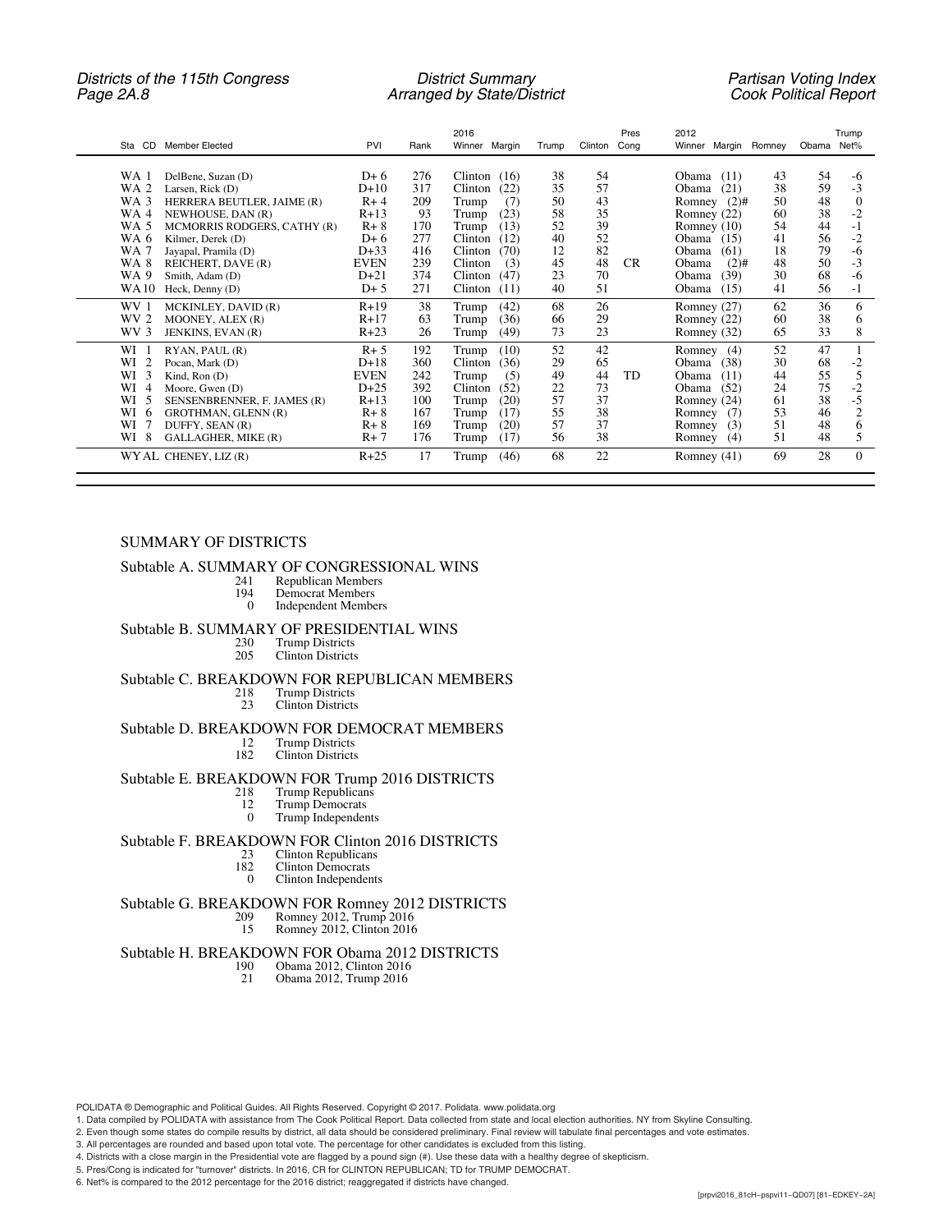| Sta CD | Member Elected | PVI | Rank | 2016 Winner Margin | Trump | Clinton | Pres Cong | 2012 Winner Margin | Romney | Obama | Trump Net% |
|---|---|---|---|---|---|---|---|---|---|---|---|
| WA 1 | DelBene, Suzan (D) | D+ 6 | 276 | Clinton (16) | 38 | 54 | | Obama (11) | 43 | 54 | -6 |
| WA 2 | Larsen, Rick (D) | D+10 | 317 | Clinton (22) | 35 | 57 | | Obama (21) | 38 | 59 | -3 |
| WA 3 | HERRERA BEUTLER, JAIME (R) | R+ 4 | 209 | Trump (7) | 50 | 43 | | Romney (2)# | 50 | 48 | 0 |
| WA 4 | NEWHOUSE, DAN (R) | R+13 | 93 | Trump (23) | 58 | 35 | | Romney (22) | 60 | 38 | -2 |
| WA 5 | MCMORRIS RODGERS, CATHY (R) | R+ 8 | 170 | Trump (13) | 52 | 39 | | Romney (10) | 54 | 44 | -1 |
| WA 6 | Kilmer, Derek (D) | D+ 6 | 277 | Clinton (12) | 40 | 52 | | Obama (15) | 41 | 56 | -2 |
| WA 7 | Jayapal, Pramila (D) | D+33 | 416 | Clinton (70) | 12 | 82 | | Obama (61) | 18 | 79 | -6 |
| WA 8 | REICHERT, DAVE (R) | EVEN | 239 | Clinton (3) | 45 | 48 | CR | Obama (2)# | 48 | 50 | -3 |
| WA 9 | Smith, Adam (D) | D+21 | 374 | Clinton (47) | 23 | 70 | | Obama (39) | 30 | 68 | -6 |
| WA 10 | Heck, Denny (D) | D+ 5 | 271 | Clinton (11) | 40 | 51 | | Obama (15) | 41 | 56 | -1 |
| WV 1 | MCKINLEY, DAVID (R) | R+19 | 38 | Trump (42) | 68 | 26 | | Romney (27) | 62 | 36 | 6 |
| WV 2 | MOONEY, ALEX (R) | R+17 | 63 | Trump (36) | 66 | 29 | | Romney (22) | 60 | 38 | 6 |
| WV 3 | JENKINS, EVAN (R) | R+23 | 26 | Trump (49) | 73 | 23 | | Romney (32) | 65 | 33 | 8 |
| WI 1 | RYAN, PAUL (R) | R+ 5 | 192 | Trump (10) | 52 | 42 | | Romney (4) | 52 | 47 | 1 |
| WI 2 | Pocan, Mark (D) | D+18 | 360 | Clinton (36) | 29 | 65 | | Obama (38) | 30 | 68 | -2 |
| WI 3 | Kind, Ron (D) | EVEN | 242 | Trump (5) | 49 | 44 | TD | Obama (11) | 44 | 55 | 5 |
| WI 4 | Moore, Gwen (D) | D+25 | 392 | Clinton (52) | 22 | 73 | | Obama (52) | 24 | 75 | -2 |
| WI 5 | SENSENBRENNER, F. JAMES (R) | R+13 | 100 | Trump (20) | 57 | 37 | | Romney (24) | 61 | 38 | -5 |
| WI 6 | GROTHMAN, GLENN (R) | R+ 8 | 167 | Trump (17) | 55 | 38 | | Romney (7) | 53 | 46 | 2 |
| WI 7 | DUFFY, SEAN (R) | R+ 8 | 169 | Trump (20) | 57 | 37 | | Romney (3) | 51 | 48 | 6 |
| WI 8 | GALLAGHER, MIKE (R) | R+ 7 | 176 | Trump (17) | 56 | 38 | | Romney (4) | 51 | 48 | 5 |
| WY AL | CHENEY, LIZ (R) | R+25 | 17 | Trump (46) | 68 | 22 | | Romney (41) | 69 | 28 | 0 |

## SUMMARY OF DISTRICTS

### Subtable A. SUMMARY OF CONGRESSIONAL WINS

- 241 Republican Members
- 194 Democrat Members
- 0 Independent Members

### Subtable B. SUMMARY OF PRESIDENTIAL WINS

- 230 Trump Districts
- 205 Clinton Districts

### Subtable C. BREAKDOWN FOR REPUBLICAN MEMBERS

- 218 Trump Districts
- 23 Clinton Districts

### Subtable D. BREAKDOWN FOR DEMOCRAT MEMBERS

- 12 Trump Districts
- 182 Clinton Districts

### Subtable E. BREAKDOWN FOR Trump 2016 DISTRICTS

- 218 Trump Republicans
- 12 Trump Democrats
- 0 Trump Independents

### Subtable F. BREAKDOWN FOR Clinton 2016 DISTRICTS

- 23 Clinton Republicans
- 182 Clinton Democrats
- 0 Clinton Independents

### Subtable G. BREAKDOWN FOR Romney 2012 DISTRICTS

- 209 Romney 2012, Trump 2016
- 15 Romney 2012, Clinton 2016

### Subtable H. BREAKDOWN FOR Obama 2012 DISTRICTS

- 190 Obama 2012, Clinton 2016
- 21 Obama 2012, Trump 2016

POLIDATA ® Demographic and Political Guides. All Rights Reserved. Copyright © 2017. Polidata. www.polidata.org

1. Data compiled by POLIDATA with assistance from The Cook Political Report. Data collected from state and local election authorities. NY from Skyline Consulting.
2. Even though some states do compile results by district, all data should be considered preliminary. Final review will tabulate final percentages and vote estimates.
3. All percentages are rounded and based upon total vote. The percentage for other candidates is excluded from this listing.
4. Districts with a close margin in the Presidential vote are flagged by a pound sign (#). Use these data with a healthy degree of skepticism.
5. Pres/Cong is indicated for "turnover" districts. In 2016, CR for CLINTON REPUBLICAN; TD for TRUMP DEMOCRAT.
6. Net% is compared to the 2012 percentage for the 2016 district; reaggregated if districts have changed.

[prpvi2016_81cH−pspvi11−QD07] [81−EDKEY−2A]